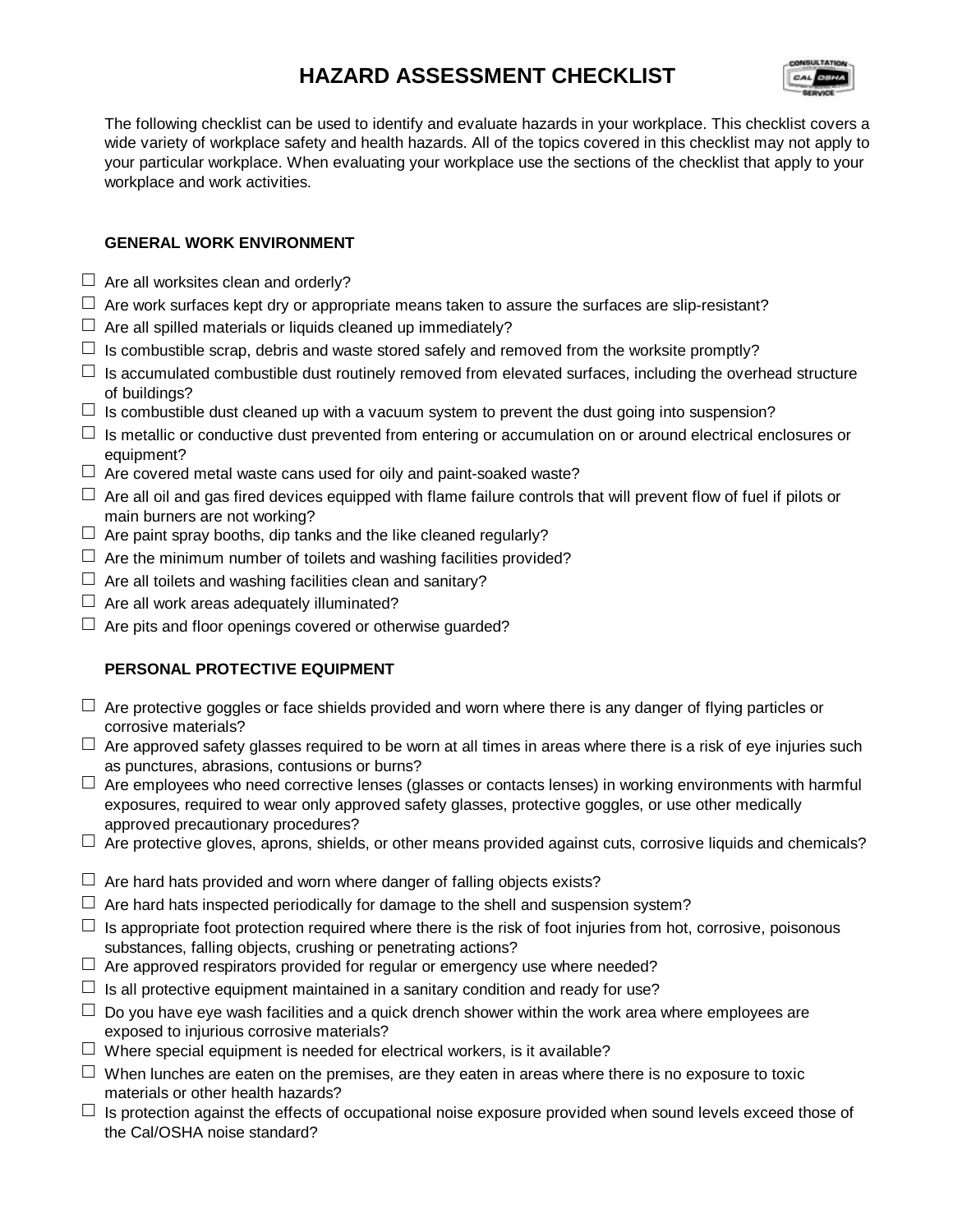# HAZARD ASSESSMENT CHECKLIST

The following checklist can be used to identify and evaluate hazards in your workplace. This checklist covers a wide variety of workplace safety and health hazards. All of the topics covered in this checklist may not apply to your particular workplace. When evaluating your workplace use the sections of the checklist that apply to your workplace and work activities.

## GENERAL WORK ENVIRONMENT

- ☐ Are all worksites clean and orderly?
- ☐ Are work surfaces kept dry or appropriate means taken to assure the surfaces are slip-resistant?
- ☐ Are all spilled materials or liquids cleaned up immediately?
- ☐ Is combustible scrap, debris and waste stored safely and removed from the worksite promptly?
- ☐ Is accumulated combustible dust routinely removed from elevated surfaces, including the overhead structure of buildings?
- ☐ Is combustible dust cleaned up with a vacuum system to prevent the dust going into suspension?
- ☐ Is metallic or conductive dust prevented from entering or accumulation on or around electrical enclosures or equipment?
- ☐ Are covered metal waste cans used for oily and paint-soaked waste?
- ☐ Are all oil and gas fired devices equipped with flame failure controls that will prevent flow of fuel if pilots or main burners are not working?
- ☐ Are paint spray booths, dip tanks and the like cleaned regularly?
- ☐ Are the minimum number of toilets and washing facilities provided?
- ☐ Are all toilets and washing facilities clean and sanitary?
- ☐ Are all work areas adequately illuminated?
- ☐ Are pits and floor openings covered or otherwise guarded?

## PERSONAL PROTECTIVE EQUIPMENT

- ☐ Are protective goggles or face shields provided and worn where there is any danger of flying particles or corrosive materials?
- ☐ Are approved safety glasses required to be worn at all times in areas where there is a risk of eye injuries such as punctures, abrasions, contusions or burns?
- ☐ Are employees who need corrective lenses (glasses or contacts lenses) in working environments with harmful exposures, required to wear only approved safety glasses, protective goggles, or use other medically approved precautionary procedures?
- ☐ Are protective gloves, aprons, shields, or other means provided against cuts, corrosive liquids and chemicals?
- ☐ Are hard hats provided and worn where danger of falling objects exists?
- ☐ Are hard hats inspected periodically for damage to the shell and suspension system?
- ☐ Is appropriate foot protection required where there is the risk of foot injuries from hot, corrosive, poisonous substances, falling objects, crushing or penetrating actions?
- ☐ Are approved respirators provided for regular or emergency use where needed?
- ☐ Is all protective equipment maintained in a sanitary condition and ready for use?
- ☐ Do you have eye wash facilities and a quick drench shower within the work area where employees are exposed to injurious corrosive materials?
- ☐ Where special equipment is needed for electrical workers, is it available?
- ☐ When lunches are eaten on the premises, are they eaten in areas where there is no exposure to toxic materials or other health hazards?
- ☐ Is protection against the effects of occupational noise exposure provided when sound levels exceed those of the Cal/OSHA noise standard?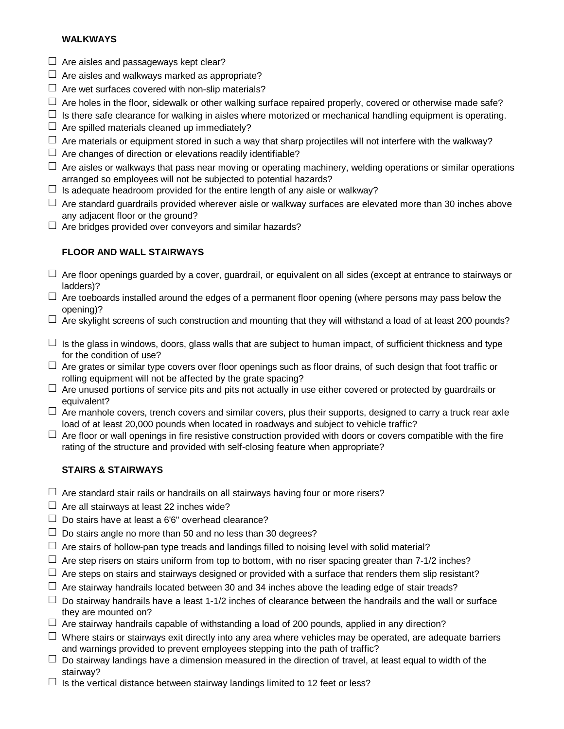**WALKWAYS**

- ☐ Are aisles and passageways kept clear?
- ☐ Are aisles and walkways marked as appropriate?
- ☐ Are wet surfaces covered with non-slip materials?
- ☐ Are holes in the floor, sidewalk or other walking surface repaired properly, covered or otherwise made safe?
- ☐ Is there safe clearance for walking in aisles where motorized or mechanical handling equipment is operating.
- ☐ Are spilled materials cleaned up immediately?
- ☐ Are materials or equipment stored in such a way that sharp projectiles will not interfere with the walkway?
- ☐ Are changes of direction or elevations readily identifiable?
- ☐ Are aisles or walkways that pass near moving or operating machinery, welding operations or similar operations arranged so employees will not be subjected to potential hazards?
- ☐ Is adequate headroom provided for the entire length of any aisle or walkway?
- ☐ Are standard guardrails provided wherever aisle or walkway surfaces are elevated more than 30 inches above any adjacent floor or the ground?
- ☐ Are bridges provided over conveyors and similar hazards?

**FLOOR AND WALL STAIRWAYS**

- ☐ Are floor openings guarded by a cover, guardrail, or equivalent on all sides (except at entrance to stairways or ladders)?
- ☐ Are toeboards installed around the edges of a permanent floor opening (where persons may pass below the opening)?
- ☐ Are skylight screens of such construction and mounting that they will withstand a load of at least 200 pounds?
- ☐ Is the glass in windows, doors, glass walls that are subject to human impact, of sufficient thickness and type for the condition of use?
- ☐ Are grates or similar type covers over floor openings such as floor drains, of such design that foot traffic or rolling equipment will not be affected by the grate spacing?
- ☐ Are unused portions of service pits and pits not actually in use either covered or protected by guardrails or equivalent?
- ☐ Are manhole covers, trench covers and similar covers, plus their supports, designed to carry a truck rear axle load of at least 20,000 pounds when located in roadways and subject to vehicle traffic?
- ☐ Are floor or wall openings in fire resistive construction provided with doors or covers compatible with the fire rating of the structure and provided with self-closing feature when appropriate?

**STAIRS & STAIRWAYS**

- ☐ Are standard stair rails or handrails on all stairways having four or more risers?
- ☐ Are all stairways at least 22 inches wide?
- ☐ Do stairs have at least a 6'6" overhead clearance?
- ☐ Do stairs angle no more than 50 and no less than 30 degrees?
- ☐ Are stairs of hollow-pan type treads and landings filled to noising level with solid material?
- ☐ Are step risers on stairs uniform from top to bottom, with no riser spacing greater than 7-1/2 inches?
- ☐ Are steps on stairs and stairways designed or provided with a surface that renders them slip resistant?
- ☐ Are stairway handrails located between 30 and 34 inches above the leading edge of stair treads?
- ☐ Do stairway handrails have a least 1-1/2 inches of clearance between the handrails and the wall or surface they are mounted on?
- ☐ Are stairway handrails capable of withstanding a load of 200 pounds, applied in any direction?
- ☐ Where stairs or stairways exit directly into any area where vehicles may be operated, are adequate barriers and warnings provided to prevent employees stepping into the path of traffic?
- ☐ Do stairway landings have a dimension measured in the direction of travel, at least equal to width of the stairway?
- ☐ Is the vertical distance between stairway landings limited to 12 feet or less?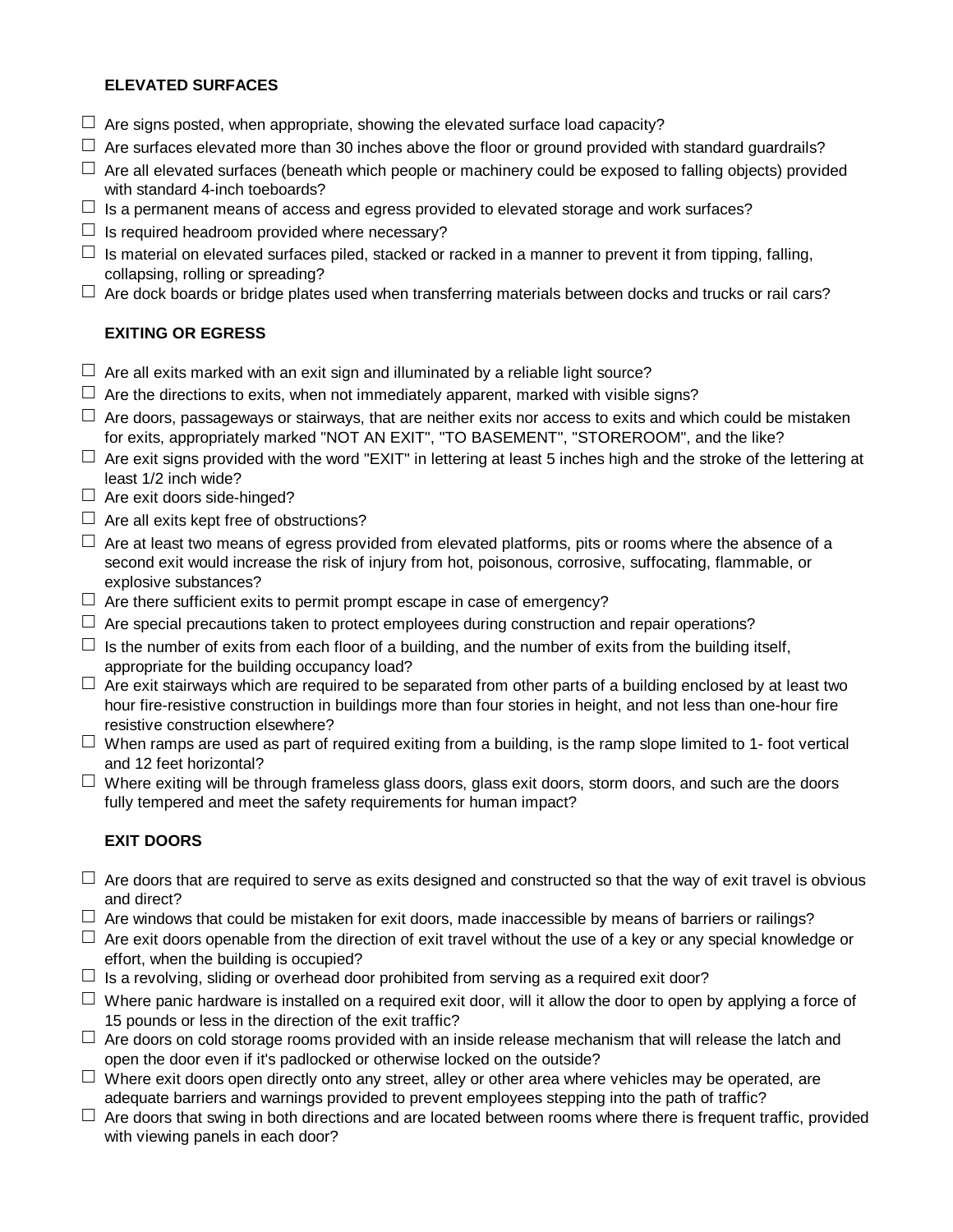### ELEVATED SURFACES

- ☐ Are signs posted, when appropriate, showing the elevated surface load capacity?
- ☐ Are surfaces elevated more than 30 inches above the floor or ground provided with standard guardrails?
- ☐ Are all elevated surfaces (beneath which people or machinery could be exposed to falling objects) provided with standard 4-inch toeboards?
- ☐ Is a permanent means of access and egress provided to elevated storage and work surfaces?
- ☐ Is required headroom provided where necessary?
- ☐ Is material on elevated surfaces piled, stacked or racked in a manner to prevent it from tipping, falling, collapsing, rolling or spreading?
- ☐ Are dock boards or bridge plates used when transferring materials between docks and trucks or rail cars?

### EXITING OR EGRESS

- ☐ Are all exits marked with an exit sign and illuminated by a reliable light source?
- ☐ Are the directions to exits, when not immediately apparent, marked with visible signs?
- ☐ Are doors, passageways or stairways, that are neither exits nor access to exits and which could be mistaken for exits, appropriately marked "NOT AN EXIT", "TO BASEMENT", "STOREROOM", and the like?
- ☐ Are exit signs provided with the word "EXIT" in lettering at least 5 inches high and the stroke of the lettering at least 1/2 inch wide?
- ☐ Are exit doors side-hinged?
- ☐ Are all exits kept free of obstructions?
- ☐ Are at least two means of egress provided from elevated platforms, pits or rooms where the absence of a second exit would increase the risk of injury from hot, poisonous, corrosive, suffocating, flammable, or explosive substances?
- ☐ Are there sufficient exits to permit prompt escape in case of emergency?
- ☐ Are special precautions taken to protect employees during construction and repair operations?
- ☐ Is the number of exits from each floor of a building, and the number of exits from the building itself, appropriate for the building occupancy load?
- ☐ Are exit stairways which are required to be separated from other parts of a building enclosed by at least two hour fire-resistive construction in buildings more than four stories in height, and not less than one-hour fire resistive construction elsewhere?
- ☐ When ramps are used as part of required exiting from a building, is the ramp slope limited to 1- foot vertical and 12 feet horizontal?
- ☐ Where exiting will be through frameless glass doors, glass exit doors, storm doors, and such are the doors fully tempered and meet the safety requirements for human impact?

### EXIT DOORS

- ☐ Are doors that are required to serve as exits designed and constructed so that the way of exit travel is obvious and direct?
- ☐ Are windows that could be mistaken for exit doors, made inaccessible by means of barriers or railings?
- ☐ Are exit doors openable from the direction of exit travel without the use of a key or any special knowledge or effort, when the building is occupied?
- ☐ Is a revolving, sliding or overhead door prohibited from serving as a required exit door?
- ☐ Where panic hardware is installed on a required exit door, will it allow the door to open by applying a force of 15 pounds or less in the direction of the exit traffic?
- ☐ Are doors on cold storage rooms provided with an inside release mechanism that will release the latch and open the door even if it's padlocked or otherwise locked on the outside?
- ☐ Where exit doors open directly onto any street, alley or other area where vehicles may be operated, are adequate barriers and warnings provided to prevent employees stepping into the path of traffic?
- ☐ Are doors that swing in both directions and are located between rooms where there is frequent traffic, provided with viewing panels in each door?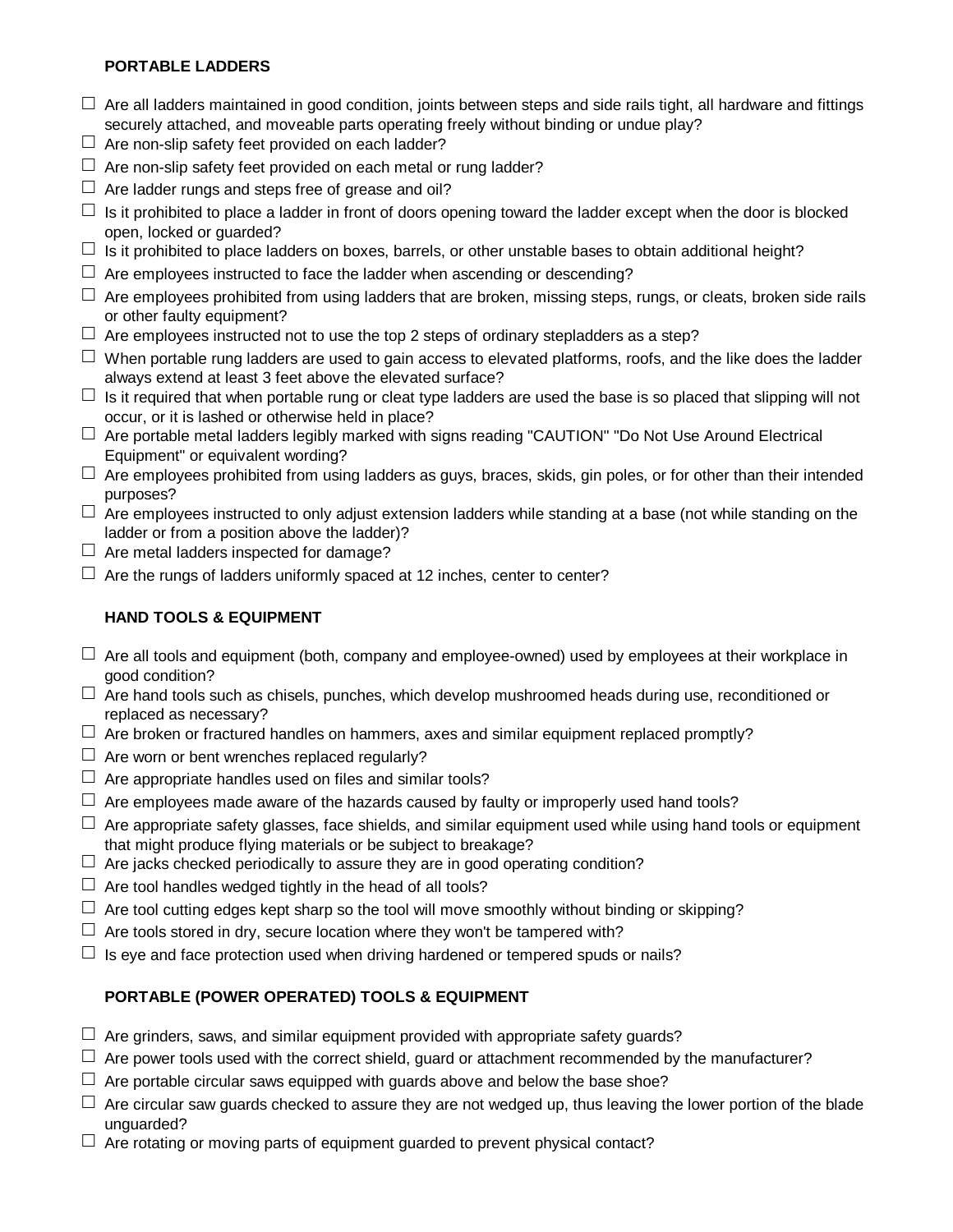### PORTABLE LADDERS

- ☐ Are all ladders maintained in good condition, joints between steps and side rails tight, all hardware and fittings securely attached, and moveable parts operating freely without binding or undue play?
- ☐ Are non-slip safety feet provided on each ladder?
- ☐ Are non-slip safety feet provided on each metal or rung ladder?
- ☐ Are ladder rungs and steps free of grease and oil?
- ☐ Is it prohibited to place a ladder in front of doors opening toward the ladder except when the door is blocked open, locked or guarded?
- ☐ Is it prohibited to place ladders on boxes, barrels, or other unstable bases to obtain additional height?
- ☐ Are employees instructed to face the ladder when ascending or descending?
- ☐ Are employees prohibited from using ladders that are broken, missing steps, rungs, or cleats, broken side rails or other faulty equipment?
- ☐ Are employees instructed not to use the top 2 steps of ordinary stepladders as a step?
- ☐ When portable rung ladders are used to gain access to elevated platforms, roofs, and the like does the ladder always extend at least 3 feet above the elevated surface?
- ☐ Is it required that when portable rung or cleat type ladders are used the base is so placed that slipping will not occur, or it is lashed or otherwise held in place?
- ☐ Are portable metal ladders legibly marked with signs reading "CAUTION" "Do Not Use Around Electrical Equipment" or equivalent wording?
- ☐ Are employees prohibited from using ladders as guys, braces, skids, gin poles, or for other than their intended purposes?
- ☐ Are employees instructed to only adjust extension ladders while standing at a base (not while standing on the ladder or from a position above the ladder)?
- ☐ Are metal ladders inspected for damage?
- ☐ Are the rungs of ladders uniformly spaced at 12 inches, center to center?

### HAND TOOLS & EQUIPMENT

- ☐ Are all tools and equipment (both, company and employee-owned) used by employees at their workplace in good condition?
- ☐ Are hand tools such as chisels, punches, which develop mushroomed heads during use, reconditioned or replaced as necessary?
- ☐ Are broken or fractured handles on hammers, axes and similar equipment replaced promptly?
- ☐ Are worn or bent wrenches replaced regularly?
- ☐ Are appropriate handles used on files and similar tools?
- ☐ Are employees made aware of the hazards caused by faulty or improperly used hand tools?
- ☐ Are appropriate safety glasses, face shields, and similar equipment used while using hand tools or equipment that might produce flying materials or be subject to breakage?
- ☐ Are jacks checked periodically to assure they are in good operating condition?
- ☐ Are tool handles wedged tightly in the head of all tools?
- ☐ Are tool cutting edges kept sharp so the tool will move smoothly without binding or skipping?
- ☐ Are tools stored in dry, secure location where they won't be tampered with?
- ☐ Is eye and face protection used when driving hardened or tempered spuds or nails?

### PORTABLE (POWER OPERATED) TOOLS & EQUIPMENT

- ☐ Are grinders, saws, and similar equipment provided with appropriate safety guards?
- ☐ Are power tools used with the correct shield, guard or attachment recommended by the manufacturer?
- ☐ Are portable circular saws equipped with guards above and below the base shoe?
- ☐ Are circular saw guards checked to assure they are not wedged up, thus leaving the lower portion of the blade unguarded?
- ☐ Are rotating or moving parts of equipment guarded to prevent physical contact?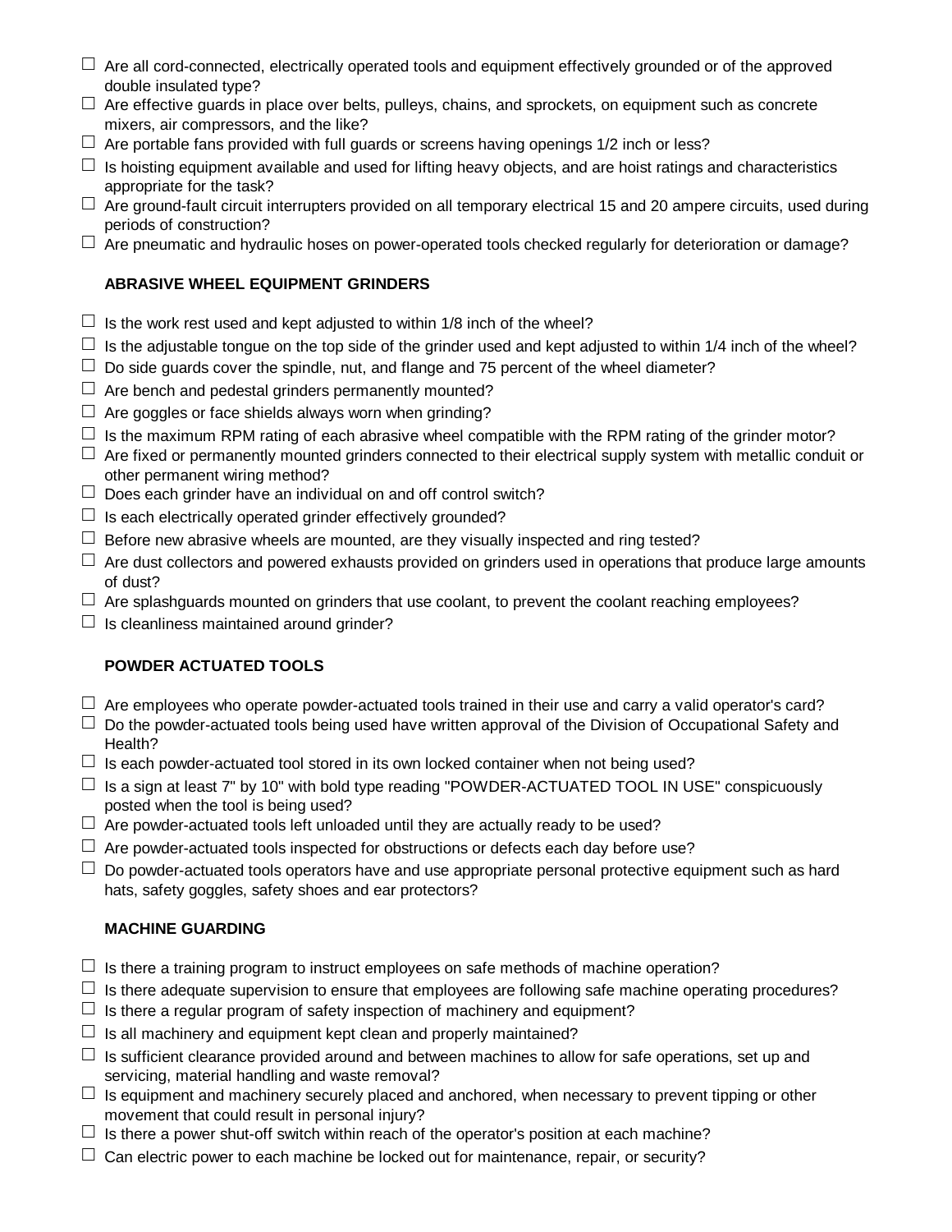- ☐ Are all cord-connected, electrically operated tools and equipment effectively grounded or of the approved double insulated type?
- ☐ Are effective guards in place over belts, pulleys, chains, and sprockets, on equipment such as concrete mixers, air compressors, and the like?
- ☐ Are portable fans provided with full guards or screens having openings 1/2 inch or less?
- ☐ Is hoisting equipment available and used for lifting heavy objects, and are hoist ratings and characteristics appropriate for the task?
- ☐ Are ground-fault circuit interrupters provided on all temporary electrical 15 and 20 ampere circuits, used during periods of construction?
- ☐ Are pneumatic and hydraulic hoses on power-operated tools checked regularly for deterioration or damage?

**ABRASIVE WHEEL EQUIPMENT GRINDERS**

- ☐ Is the work rest used and kept adjusted to within 1/8 inch of the wheel?
- ☐ Is the adjustable tongue on the top side of the grinder used and kept adjusted to within 1/4 inch of the wheel?
- ☐ Do side guards cover the spindle, nut, and flange and 75 percent of the wheel diameter?
- ☐ Are bench and pedestal grinders permanently mounted?
- ☐ Are goggles or face shields always worn when grinding?
- ☐ Is the maximum RPM rating of each abrasive wheel compatible with the RPM rating of the grinder motor?
- ☐ Are fixed or permanently mounted grinders connected to their electrical supply system with metallic conduit or other permanent wiring method?
- ☐ Does each grinder have an individual on and off control switch?
- ☐ Is each electrically operated grinder effectively grounded?
- ☐ Before new abrasive wheels are mounted, are they visually inspected and ring tested?
- ☐ Are dust collectors and powered exhausts provided on grinders used in operations that produce large amounts of dust?
- ☐ Are splashguards mounted on grinders that use coolant, to prevent the coolant reaching employees?
- ☐ Is cleanliness maintained around grinder?

**POWDER ACTUATED TOOLS**

- ☐ Are employees who operate powder-actuated tools trained in their use and carry a valid operator's card?
- ☐ Do the powder-actuated tools being used have written approval of the Division of Occupational Safety and Health?
- ☐ Is each powder-actuated tool stored in its own locked container when not being used?
- ☐ Is a sign at least 7" by 10" with bold type reading "POWDER-ACTUATED TOOL IN USE" conspicuously posted when the tool is being used?
- ☐ Are powder-actuated tools left unloaded until they are actually ready to be used?
- ☐ Are powder-actuated tools inspected for obstructions or defects each day before use?
- ☐ Do powder-actuated tools operators have and use appropriate personal protective equipment such as hard hats, safety goggles, safety shoes and ear protectors?

**MACHINE GUARDING**

- ☐ Is there a training program to instruct employees on safe methods of machine operation?
- ☐ Is there adequate supervision to ensure that employees are following safe machine operating procedures?
- ☐ Is there a regular program of safety inspection of machinery and equipment?
- ☐ Is all machinery and equipment kept clean and properly maintained?
- ☐ Is sufficient clearance provided around and between machines to allow for safe operations, set up and servicing, material handling and waste removal?
- ☐ Is equipment and machinery securely placed and anchored, when necessary to prevent tipping or other movement that could result in personal injury?
- ☐ Is there a power shut-off switch within reach of the operator's position at each machine?
- ☐ Can electric power to each machine be locked out for maintenance, repair, or security?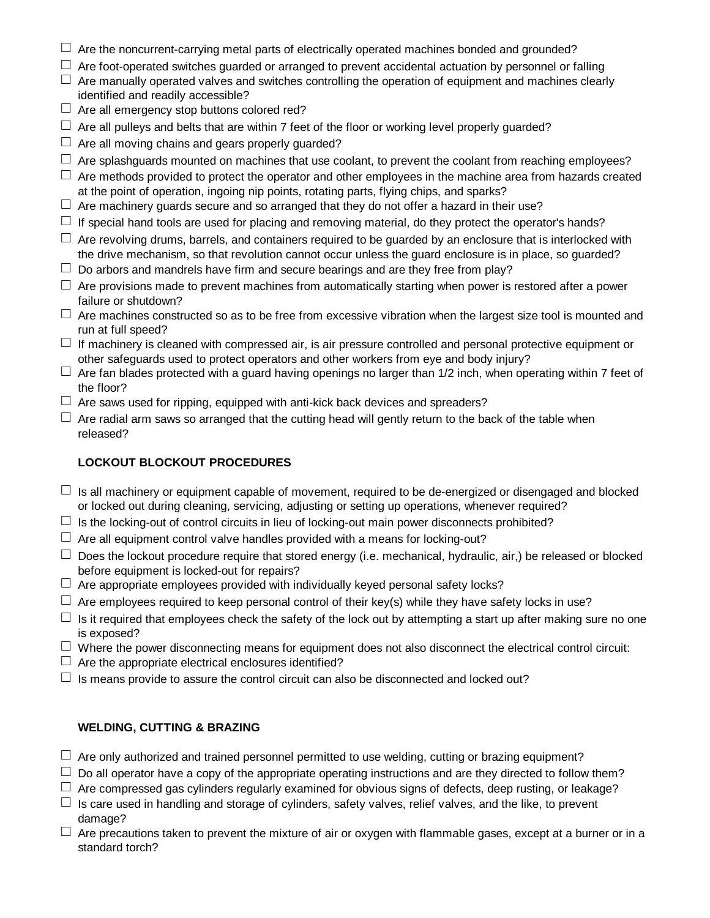- ☐ Are the noncurrent-carrying metal parts of electrically operated machines bonded and grounded?
- ☐ Are foot-operated switches guarded or arranged to prevent accidental actuation by personnel or falling
- ☐ Are manually operated valves and switches controlling the operation of equipment and machines clearly identified and readily accessible?
- ☐ Are all emergency stop buttons colored red?
- ☐ Are all pulleys and belts that are within 7 feet of the floor or working level properly guarded?
- ☐ Are all moving chains and gears properly guarded?
- ☐ Are splashguards mounted on machines that use coolant, to prevent the coolant from reaching employees?
- ☐ Are methods provided to protect the operator and other employees in the machine area from hazards created at the point of operation, ingoing nip points, rotating parts, flying chips, and sparks?
- ☐ Are machinery guards secure and so arranged that they do not offer a hazard in their use?
- ☐ If special hand tools are used for placing and removing material, do they protect the operator's hands?
- ☐ Are revolving drums, barrels, and containers required to be guarded by an enclosure that is interlocked with the drive mechanism, so that revolution cannot occur unless the guard enclosure is in place, so guarded?
- ☐ Do arbors and mandrels have firm and secure bearings and are they free from play?
- ☐ Are provisions made to prevent machines from automatically starting when power is restored after a power failure or shutdown?
- ☐ Are machines constructed so as to be free from excessive vibration when the largest size tool is mounted and run at full speed?
- ☐ If machinery is cleaned with compressed air, is air pressure controlled and personal protective equipment or other safeguards used to protect operators and other workers from eye and body injury?
- ☐ Are fan blades protected with a guard having openings no larger than 1/2 inch, when operating within 7 feet of the floor?
- ☐ Are saws used for ripping, equipped with anti-kick back devices and spreaders?
- ☐ Are radial arm saws so arranged that the cutting head will gently return to the back of the table when released?

**LOCKOUT BLOCKOUT PROCEDURES**

- ☐ Is all machinery or equipment capable of movement, required to be de-energized or disengaged and blocked or locked out during cleaning, servicing, adjusting or setting up operations, whenever required?
- ☐ Is the locking-out of control circuits in lieu of locking-out main power disconnects prohibited?
- ☐ Are all equipment control valve handles provided with a means for locking-out?
- ☐ Does the lockout procedure require that stored energy (i.e. mechanical, hydraulic, air,) be released or blocked before equipment is locked-out for repairs?
- ☐ Are appropriate employees provided with individually keyed personal safety locks?
- ☐ Are employees required to keep personal control of their key(s) while they have safety locks in use?
- ☐ Is it required that employees check the safety of the lock out by attempting a start up after making sure no one is exposed?
- ☐ Where the power disconnecting means for equipment does not also disconnect the electrical control circuit:
- ☐ Are the appropriate electrical enclosures identified?
- ☐ Is means provide to assure the control circuit can also be disconnected and locked out?

**WELDING, CUTTING & BRAZING**

- ☐ Are only authorized and trained personnel permitted to use welding, cutting or brazing equipment?
- ☐ Do all operator have a copy of the appropriate operating instructions and are they directed to follow them?
- ☐ Are compressed gas cylinders regularly examined for obvious signs of defects, deep rusting, or leakage?
- ☐ Is care used in handling and storage of cylinders, safety valves, relief valves, and the like, to prevent damage?
- ☐ Are precautions taken to prevent the mixture of air or oxygen with flammable gases, except at a burner or in a standard torch?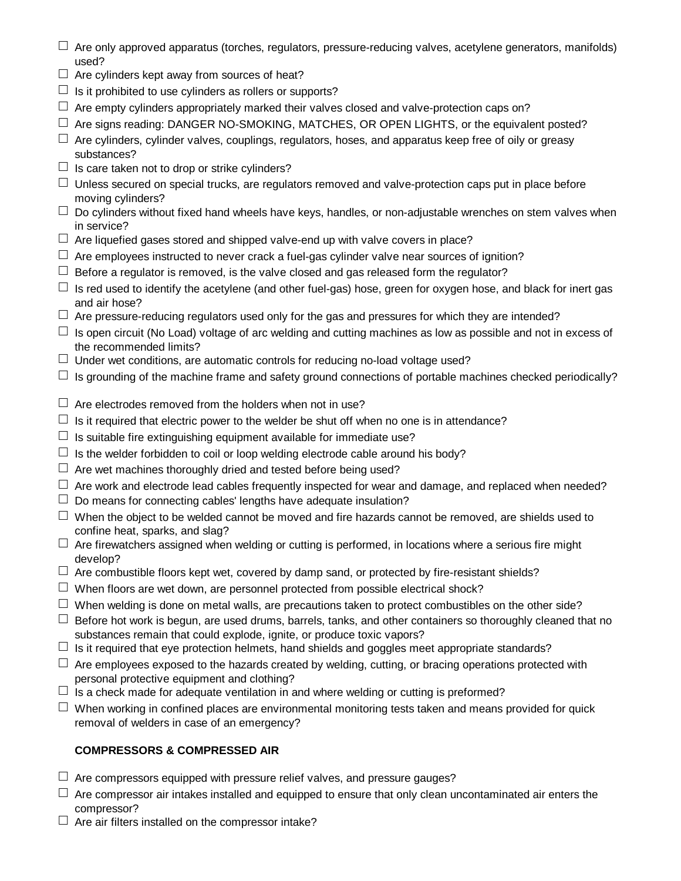- ☐ Are only approved apparatus (torches, regulators, pressure-reducing valves, acetylene generators, manifolds) used?
- ☐ Are cylinders kept away from sources of heat?
- ☐ Is it prohibited to use cylinders as rollers or supports?
- ☐ Are empty cylinders appropriately marked their valves closed and valve-protection caps on?
- ☐ Are signs reading: DANGER NO-SMOKING, MATCHES, OR OPEN LIGHTS, or the equivalent posted?
- ☐ Are cylinders, cylinder valves, couplings, regulators, hoses, and apparatus keep free of oily or greasy substances?
- ☐ Is care taken not to drop or strike cylinders?
- ☐ Unless secured on special trucks, are regulators removed and valve-protection caps put in place before moving cylinders?
- ☐ Do cylinders without fixed hand wheels have keys, handles, or non-adjustable wrenches on stem valves when in service?
- ☐ Are liquefied gases stored and shipped valve-end up with valve covers in place?
- ☐ Are employees instructed to never crack a fuel-gas cylinder valve near sources of ignition?
- ☐ Before a regulator is removed, is the valve closed and gas released form the regulator?
- ☐ Is red used to identify the acetylene (and other fuel-gas) hose, green for oxygen hose, and black for inert gas and air hose?
- ☐ Are pressure-reducing regulators used only for the gas and pressures for which they are intended?
- ☐ Is open circuit (No Load) voltage of arc welding and cutting machines as low as possible and not in excess of the recommended limits?
- ☐ Under wet conditions, are automatic controls for reducing no-load voltage used?
- ☐ Is grounding of the machine frame and safety ground connections of portable machines checked periodically?
- ☐ Are electrodes removed from the holders when not in use?
- ☐ Is it required that electric power to the welder be shut off when no one is in attendance?
- ☐ Is suitable fire extinguishing equipment available for immediate use?
- ☐ Is the welder forbidden to coil or loop welding electrode cable around his body?
- ☐ Are wet machines thoroughly dried and tested before being used?
- ☐ Are work and electrode lead cables frequently inspected for wear and damage, and replaced when needed?
- ☐ Do means for connecting cables' lengths have adequate insulation?
- ☐ When the object to be welded cannot be moved and fire hazards cannot be removed, are shields used to confine heat, sparks, and slag?
- ☐ Are firewatchers assigned when welding or cutting is performed, in locations where a serious fire might develop?
- ☐ Are combustible floors kept wet, covered by damp sand, or protected by fire-resistant shields?
- ☐ When floors are wet down, are personnel protected from possible electrical shock?
- ☐ When welding is done on metal walls, are precautions taken to protect combustibles on the other side?
- ☐ Before hot work is begun, are used drums, barrels, tanks, and other containers so thoroughly cleaned that no substances remain that could explode, ignite, or produce toxic vapors?
- ☐ Is it required that eye protection helmets, hand shields and goggles meet appropriate standards?
- ☐ Are employees exposed to the hazards created by welding, cutting, or bracing operations protected with personal protective equipment and clothing?
- ☐ Is a check made for adequate ventilation in and where welding or cutting is preformed?
- ☐ When working in confined places are environmental monitoring tests taken and means provided for quick removal of welders in case of an emergency?

**COMPRESSORS & COMPRESSED AIR**

- ☐ Are compressors equipped with pressure relief valves, and pressure gauges?
- ☐ Are compressor air intakes installed and equipped to ensure that only clean uncontaminated air enters the compressor?
- ☐ Are air filters installed on the compressor intake?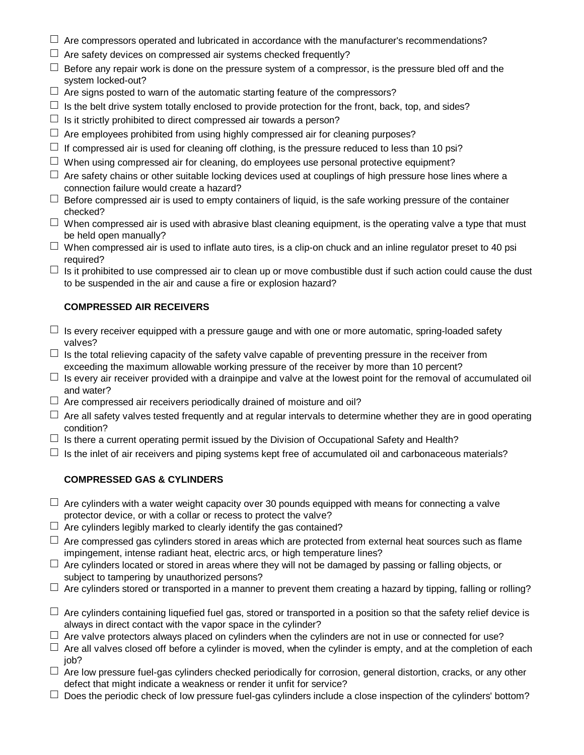- ☐ Are compressors operated and lubricated in accordance with the manufacturer's recommendations?
- ☐ Are safety devices on compressed air systems checked frequently?
- ☐ Before any repair work is done on the pressure system of a compressor, is the pressure bled off and the system locked-out?
- ☐ Are signs posted to warn of the automatic starting feature of the compressors?
- ☐ Is the belt drive system totally enclosed to provide protection for the front, back, top, and sides?
- ☐ Is it strictly prohibited to direct compressed air towards a person?
- ☐ Are employees prohibited from using highly compressed air for cleaning purposes?
- ☐ If compressed air is used for cleaning off clothing, is the pressure reduced to less than 10 psi?
- ☐ When using compressed air for cleaning, do employees use personal protective equipment?
- ☐ Are safety chains or other suitable locking devices used at couplings of high pressure hose lines where a connection failure would create a hazard?
- ☐ Before compressed air is used to empty containers of liquid, is the safe working pressure of the container checked?
- ☐ When compressed air is used with abrasive blast cleaning equipment, is the operating valve a type that must be held open manually?
- ☐ When compressed air is used to inflate auto tires, is a clip-on chuck and an inline regulator preset to 40 psi required?
- ☐ Is it prohibited to use compressed air to clean up or move combustible dust if such action could cause the dust to be suspended in the air and cause a fire or explosion hazard?

**COMPRESSED AIR RECEIVERS**

- ☐ Is every receiver equipped with a pressure gauge and with one or more automatic, spring-loaded safety valves?
- ☐ Is the total relieving capacity of the safety valve capable of preventing pressure in the receiver from exceeding the maximum allowable working pressure of the receiver by more than 10 percent?
- ☐ Is every air receiver provided with a drainpipe and valve at the lowest point for the removal of accumulated oil and water?
- ☐ Are compressed air receivers periodically drained of moisture and oil?
- ☐ Are all safety valves tested frequently and at regular intervals to determine whether they are in good operating condition?
- ☐ Is there a current operating permit issued by the Division of Occupational Safety and Health?
- ☐ Is the inlet of air receivers and piping systems kept free of accumulated oil and carbonaceous materials?

**COMPRESSED GAS & CYLINDERS**

- ☐ Are cylinders with a water weight capacity over 30 pounds equipped with means for connecting a valve protector device, or with a collar or recess to protect the valve?
- ☐ Are cylinders legibly marked to clearly identify the gas contained?
- ☐ Are compressed gas cylinders stored in areas which are protected from external heat sources such as flame impingement, intense radiant heat, electric arcs, or high temperature lines?
- ☐ Are cylinders located or stored in areas where they will not be damaged by passing or falling objects, or subject to tampering by unauthorized persons?
- ☐ Are cylinders stored or transported in a manner to prevent them creating a hazard by tipping, falling or rolling?
- ☐ Are cylinders containing liquefied fuel gas, stored or transported in a position so that the safety relief device is always in direct contact with the vapor space in the cylinder?
- ☐ Are valve protectors always placed on cylinders when the cylinders are not in use or connected for use?
- ☐ Are all valves closed off before a cylinder is moved, when the cylinder is empty, and at the completion of each job?
- ☐ Are low pressure fuel-gas cylinders checked periodically for corrosion, general distortion, cracks, or any other defect that might indicate a weakness or render it unfit for service?
- ☐ Does the periodic check of low pressure fuel-gas cylinders include a close inspection of the cylinders' bottom?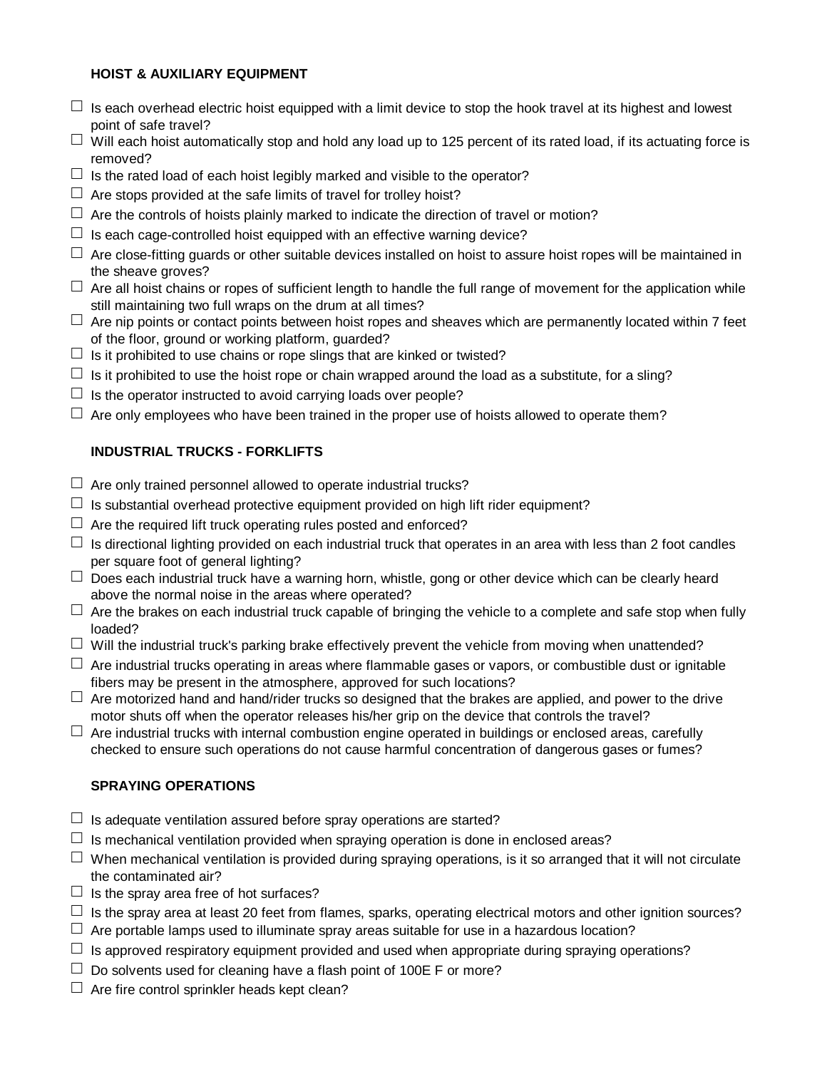**HOIST & AUXILIARY EQUIPMENT**

- ☐ Is each overhead electric hoist equipped with a limit device to stop the hook travel at its highest and lowest point of safe travel?
- ☐ Will each hoist automatically stop and hold any load up to 125 percent of its rated load, if its actuating force is removed?
- ☐ Is the rated load of each hoist legibly marked and visible to the operator?
- ☐ Are stops provided at the safe limits of travel for trolley hoist?
- ☐ Are the controls of hoists plainly marked to indicate the direction of travel or motion?
- ☐ Is each cage-controlled hoist equipped with an effective warning device?
- ☐ Are close-fitting guards or other suitable devices installed on hoist to assure hoist ropes will be maintained in the sheave groves?
- ☐ Are all hoist chains or ropes of sufficient length to handle the full range of movement for the application while still maintaining two full wraps on the drum at all times?
- ☐ Are nip points or contact points between hoist ropes and sheaves which are permanently located within 7 feet of the floor, ground or working platform, guarded?
- ☐ Is it prohibited to use chains or rope slings that are kinked or twisted?
- ☐ Is it prohibited to use the hoist rope or chain wrapped around the load as a substitute, for a sling?
- ☐ Is the operator instructed to avoid carrying loads over people?
- ☐ Are only employees who have been trained in the proper use of hoists allowed to operate them?

**INDUSTRIAL TRUCKS - FORKLIFTS**

- ☐ Are only trained personnel allowed to operate industrial trucks?
- ☐ Is substantial overhead protective equipment provided on high lift rider equipment?
- ☐ Are the required lift truck operating rules posted and enforced?
- ☐ Is directional lighting provided on each industrial truck that operates in an area with less than 2 foot candles per square foot of general lighting?
- ☐ Does each industrial truck have a warning horn, whistle, gong or other device which can be clearly heard above the normal noise in the areas where operated?
- ☐ Are the brakes on each industrial truck capable of bringing the vehicle to a complete and safe stop when fully loaded?
- ☐ Will the industrial truck's parking brake effectively prevent the vehicle from moving when unattended?
- ☐ Are industrial trucks operating in areas where flammable gases or vapors, or combustible dust or ignitable fibers may be present in the atmosphere, approved for such locations?
- ☐ Are motorized hand and hand/rider trucks so designed that the brakes are applied, and power to the drive motor shuts off when the operator releases his/her grip on the device that controls the travel?
- ☐ Are industrial trucks with internal combustion engine operated in buildings or enclosed areas, carefully checked to ensure such operations do not cause harmful concentration of dangerous gases or fumes?

**SPRAYING OPERATIONS**

- ☐ Is adequate ventilation assured before spray operations are started?
- ☐ Is mechanical ventilation provided when spraying operation is done in enclosed areas?
- ☐ When mechanical ventilation is provided during spraying operations, is it so arranged that it will not circulate the contaminated air?
- ☐ Is the spray area free of hot surfaces?
- ☐ Is the spray area at least 20 feet from flames, sparks, operating electrical motors and other ignition sources?
- ☐ Are portable lamps used to illuminate spray areas suitable for use in a hazardous location?
- ☐ Is approved respiratory equipment provided and used when appropriate during spraying operations?
- ☐ Do solvents used for cleaning have a flash point of 100E F or more?
- ☐ Are fire control sprinkler heads kept clean?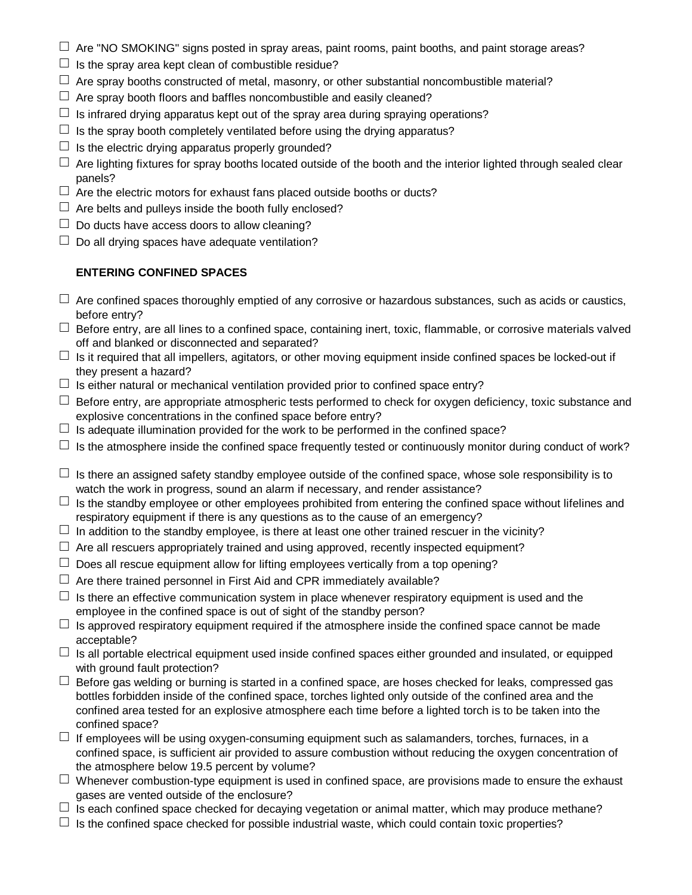- ☐ Are "NO SMOKING" signs posted in spray areas, paint rooms, paint booths, and paint storage areas?
- ☐ Is the spray area kept clean of combustible residue?
- ☐ Are spray booths constructed of metal, masonry, or other substantial noncombustible material?
- ☐ Are spray booth floors and baffles noncombustible and easily cleaned?
- ☐ Is infrared drying apparatus kept out of the spray area during spraying operations?
- ☐ Is the spray booth completely ventilated before using the drying apparatus?
- ☐ Is the electric drying apparatus properly grounded?
- ☐ Are lighting fixtures for spray booths located outside of the booth and the interior lighted through sealed clear panels?
- ☐ Are the electric motors for exhaust fans placed outside booths or ducts?
- ☐ Are belts and pulleys inside the booth fully enclosed?
- ☐ Do ducts have access doors to allow cleaning?
- ☐ Do all drying spaces have adequate ventilation?

**ENTERING CONFINED SPACES**

- ☐ Are confined spaces thoroughly emptied of any corrosive or hazardous substances, such as acids or caustics, before entry?
- ☐ Before entry, are all lines to a confined space, containing inert, toxic, flammable, or corrosive materials valved off and blanked or disconnected and separated?
- ☐ Is it required that all impellers, agitators, or other moving equipment inside confined spaces be locked-out if they present a hazard?
- ☐ Is either natural or mechanical ventilation provided prior to confined space entry?
- ☐ Before entry, are appropriate atmospheric tests performed to check for oxygen deficiency, toxic substance and explosive concentrations in the confined space before entry?
- ☐ Is adequate illumination provided for the work to be performed in the confined space?
- ☐ Is the atmosphere inside the confined space frequently tested or continuously monitor during conduct of work?
- ☐ Is there an assigned safety standby employee outside of the confined space, whose sole responsibility is to watch the work in progress, sound an alarm if necessary, and render assistance?
- ☐ Is the standby employee or other employees prohibited from entering the confined space without lifelines and respiratory equipment if there is any questions as to the cause of an emergency?
- ☐ In addition to the standby employee, is there at least one other trained rescuer in the vicinity?
- ☐ Are all rescuers appropriately trained and using approved, recently inspected equipment?
- ☐ Does all rescue equipment allow for lifting employees vertically from a top opening?
- ☐ Are there trained personnel in First Aid and CPR immediately available?
- ☐ Is there an effective communication system in place whenever respiratory equipment is used and the employee in the confined space is out of sight of the standby person?
- ☐ Is approved respiratory equipment required if the atmosphere inside the confined space cannot be made acceptable?
- ☐ Is all portable electrical equipment used inside confined spaces either grounded and insulated, or equipped with ground fault protection?
- ☐ Before gas welding or burning is started in a confined space, are hoses checked for leaks, compressed gas bottles forbidden inside of the confined space, torches lighted only outside of the confined area and the confined area tested for an explosive atmosphere each time before a lighted torch is to be taken into the confined space?
- ☐ If employees will be using oxygen-consuming equipment such as salamanders, torches, furnaces, in a confined space, is sufficient air provided to assure combustion without reducing the oxygen concentration of the atmosphere below 19.5 percent by volume?
- ☐ Whenever combustion-type equipment is used in confined space, are provisions made to ensure the exhaust gases are vented outside of the enclosure?
- ☐ Is each confined space checked for decaying vegetation or animal matter, which may produce methane?
- ☐ Is the confined space checked for possible industrial waste, which could contain toxic properties?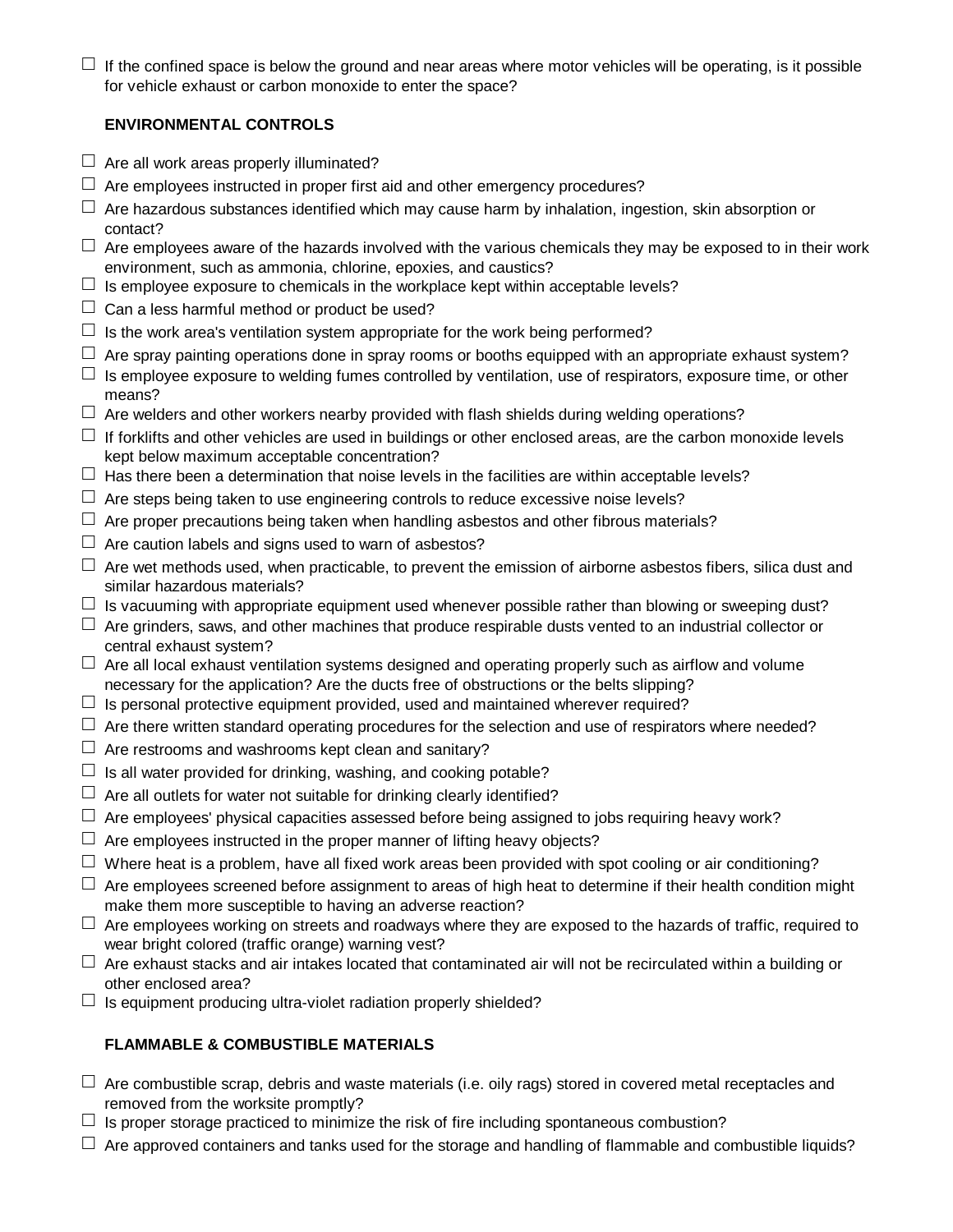- ☐ If the confined space is below the ground and near areas where motor vehicles will be operating, is it possible for vehicle exhaust or carbon monoxide to enter the space?

**ENVIRONMENTAL CONTROLS**

- ☐ Are all work areas properly illuminated?
- ☐ Are employees instructed in proper first aid and other emergency procedures?
- ☐ Are hazardous substances identified which may cause harm by inhalation, ingestion, skin absorption or contact?
- ☐ Are employees aware of the hazards involved with the various chemicals they may be exposed to in their work environment, such as ammonia, chlorine, epoxies, and caustics?
- ☐ Is employee exposure to chemicals in the workplace kept within acceptable levels?
- ☐ Can a less harmful method or product be used?
- ☐ Is the work area's ventilation system appropriate for the work being performed?
- ☐ Are spray painting operations done in spray rooms or booths equipped with an appropriate exhaust system?
- ☐ Is employee exposure to welding fumes controlled by ventilation, use of respirators, exposure time, or other means?
- ☐ Are welders and other workers nearby provided with flash shields during welding operations?
- ☐ If forklifts and other vehicles are used in buildings or other enclosed areas, are the carbon monoxide levels kept below maximum acceptable concentration?
- ☐ Has there been a determination that noise levels in the facilities are within acceptable levels?
- ☐ Are steps being taken to use engineering controls to reduce excessive noise levels?
- ☐ Are proper precautions being taken when handling asbestos and other fibrous materials?
- ☐ Are caution labels and signs used to warn of asbestos?
- ☐ Are wet methods used, when practicable, to prevent the emission of airborne asbestos fibers, silica dust and similar hazardous materials?
- ☐ Is vacuuming with appropriate equipment used whenever possible rather than blowing or sweeping dust?
- ☐ Are grinders, saws, and other machines that produce respirable dusts vented to an industrial collector or central exhaust system?
- ☐ Are all local exhaust ventilation systems designed and operating properly such as airflow and volume necessary for the application? Are the ducts free of obstructions or the belts slipping?
- ☐ Is personal protective equipment provided, used and maintained wherever required?
- ☐ Are there written standard operating procedures for the selection and use of respirators where needed?
- ☐ Are restrooms and washrooms kept clean and sanitary?
- ☐ Is all water provided for drinking, washing, and cooking potable?
- ☐ Are all outlets for water not suitable for drinking clearly identified?
- ☐ Are employees' physical capacities assessed before being assigned to jobs requiring heavy work?
- ☐ Are employees instructed in the proper manner of lifting heavy objects?
- ☐ Where heat is a problem, have all fixed work areas been provided with spot cooling or air conditioning?
- ☐ Are employees screened before assignment to areas of high heat to determine if their health condition might make them more susceptible to having an adverse reaction?
- ☐ Are employees working on streets and roadways where they are exposed to the hazards of traffic, required to wear bright colored (traffic orange) warning vest?
- ☐ Are exhaust stacks and air intakes located that contaminated air will not be recirculated within a building or other enclosed area?
- ☐ Is equipment producing ultra-violet radiation properly shielded?

**FLAMMABLE & COMBUSTIBLE MATERIALS**

- ☐ Are combustible scrap, debris and waste materials (i.e. oily rags) stored in covered metal receptacles and removed from the worksite promptly?
- ☐ Is proper storage practiced to minimize the risk of fire including spontaneous combustion?
- ☐ Are approved containers and tanks used for the storage and handling of flammable and combustible liquids?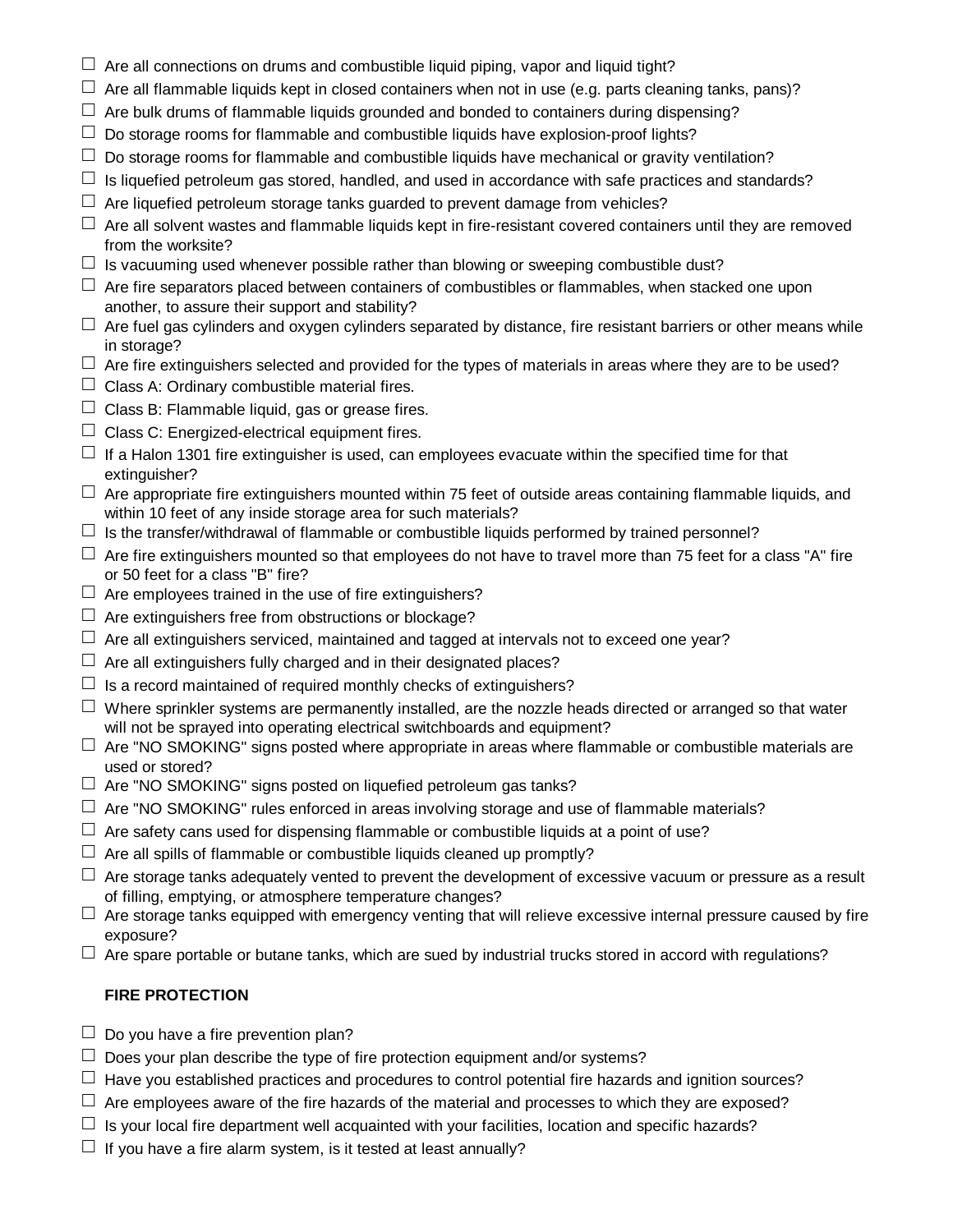- ☐ Are all connections on drums and combustible liquid piping, vapor and liquid tight?
- ☐ Are all flammable liquids kept in closed containers when not in use (e.g. parts cleaning tanks, pans)?
- ☐ Are bulk drums of flammable liquids grounded and bonded to containers during dispensing?
- ☐ Do storage rooms for flammable and combustible liquids have explosion-proof lights?
- ☐ Do storage rooms for flammable and combustible liquids have mechanical or gravity ventilation?
- ☐ Is liquefied petroleum gas stored, handled, and used in accordance with safe practices and standards?
- ☐ Are liquefied petroleum storage tanks guarded to prevent damage from vehicles?
- ☐ Are all solvent wastes and flammable liquids kept in fire-resistant covered containers until they are removed from the worksite?
- ☐ Is vacuuming used whenever possible rather than blowing or sweeping combustible dust?
- ☐ Are fire separators placed between containers of combustibles or flammables, when stacked one upon another, to assure their support and stability?
- ☐ Are fuel gas cylinders and oxygen cylinders separated by distance, fire resistant barriers or other means while in storage?
- ☐ Are fire extinguishers selected and provided for the types of materials in areas where they are to be used?
- ☐ Class A: Ordinary combustible material fires.
- ☐ Class B: Flammable liquid, gas or grease fires.
- ☐ Class C: Energized-electrical equipment fires.
- ☐ If a Halon 1301 fire extinguisher is used, can employees evacuate within the specified time for that extinguisher?
- ☐ Are appropriate fire extinguishers mounted within 75 feet of outside areas containing flammable liquids, and within 10 feet of any inside storage area for such materials?
- ☐ Is the transfer/withdrawal of flammable or combustible liquids performed by trained personnel?
- ☐ Are fire extinguishers mounted so that employees do not have to travel more than 75 feet for a class "A" fire or 50 feet for a class "B" fire?
- ☐ Are employees trained in the use of fire extinguishers?
- ☐ Are extinguishers free from obstructions or blockage?
- ☐ Are all extinguishers serviced, maintained and tagged at intervals not to exceed one year?
- ☐ Are all extinguishers fully charged and in their designated places?
- ☐ Is a record maintained of required monthly checks of extinguishers?
- ☐ Where sprinkler systems are permanently installed, are the nozzle heads directed or arranged so that water will not be sprayed into operating electrical switchboards and equipment?
- ☐ Are "NO SMOKING" signs posted where appropriate in areas where flammable or combustible materials are used or stored?
- ☐ Are "NO SMOKING" signs posted on liquefied petroleum gas tanks?
- ☐ Are "NO SMOKING" rules enforced in areas involving storage and use of flammable materials?
- ☐ Are safety cans used for dispensing flammable or combustible liquids at a point of use?
- ☐ Are all spills of flammable or combustible liquids cleaned up promptly?
- ☐ Are storage tanks adequately vented to prevent the development of excessive vacuum or pressure as a result of filling, emptying, or atmosphere temperature changes?
- ☐ Are storage tanks equipped with emergency venting that will relieve excessive internal pressure caused by fire exposure?
- ☐ Are spare portable or butane tanks, which are sued by industrial trucks stored in accord with regulations?

**FIRE PROTECTION**

- ☐ Do you have a fire prevention plan?
- ☐ Does your plan describe the type of fire protection equipment and/or systems?
- ☐ Have you established practices and procedures to control potential fire hazards and ignition sources?
- ☐ Are employees aware of the fire hazards of the material and processes to which they are exposed?
- ☐ Is your local fire department well acquainted with your facilities, location and specific hazards?
- ☐ If you have a fire alarm system, is it tested at least annually?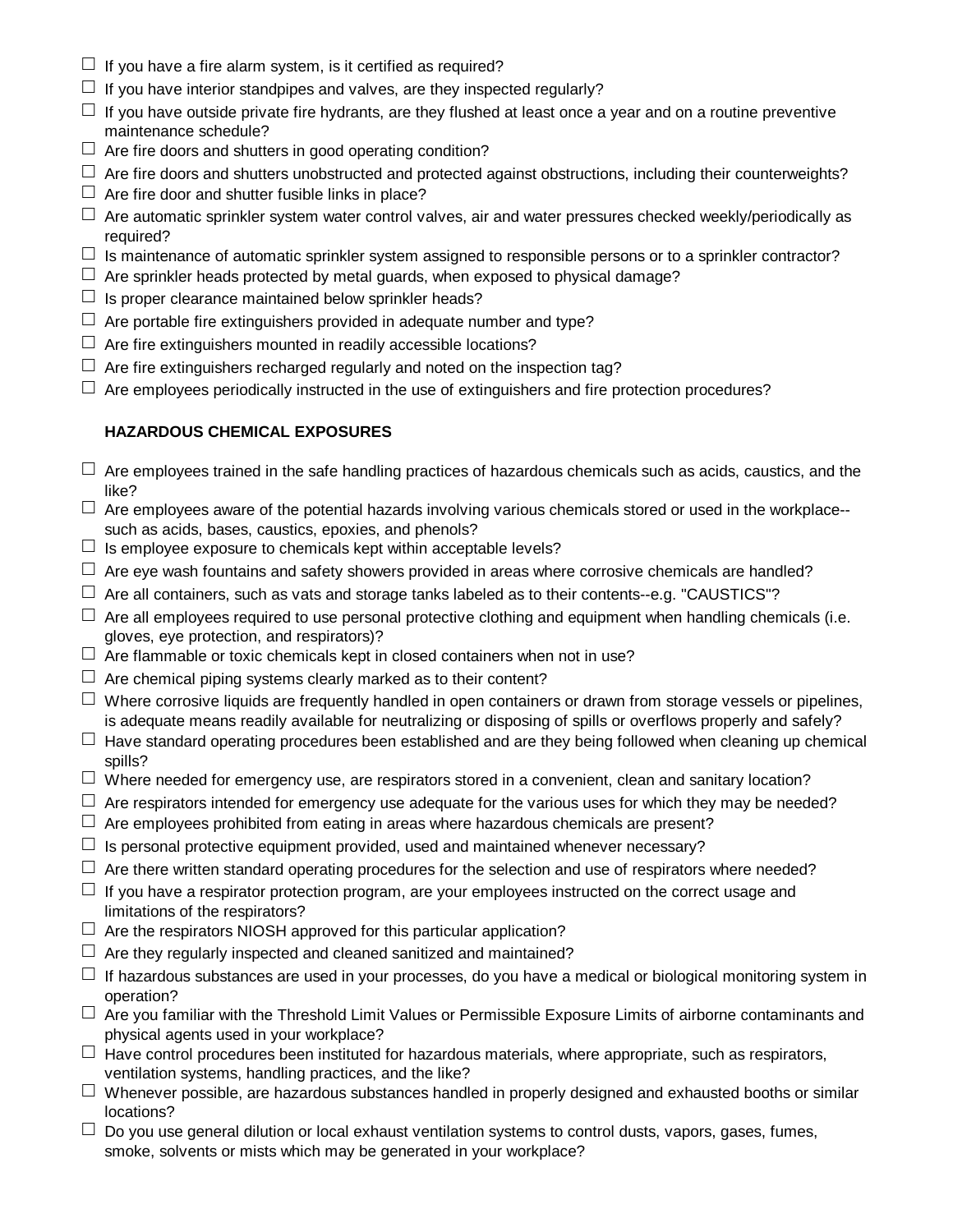- ☐ If you have a fire alarm system, is it certified as required?
- ☐ If you have interior standpipes and valves, are they inspected regularly?
- ☐ If you have outside private fire hydrants, are they flushed at least once a year and on a routine preventive maintenance schedule?
- ☐ Are fire doors and shutters in good operating condition?
- ☐ Are fire doors and shutters unobstructed and protected against obstructions, including their counterweights?
- ☐ Are fire door and shutter fusible links in place?
- ☐ Are automatic sprinkler system water control valves, air and water pressures checked weekly/periodically as required?
- ☐ Is maintenance of automatic sprinkler system assigned to responsible persons or to a sprinkler contractor?
- ☐ Are sprinkler heads protected by metal guards, when exposed to physical damage?
- ☐ Is proper clearance maintained below sprinkler heads?
- ☐ Are portable fire extinguishers provided in adequate number and type?
- ☐ Are fire extinguishers mounted in readily accessible locations?
- ☐ Are fire extinguishers recharged regularly and noted on the inspection tag?
- ☐ Are employees periodically instructed in the use of extinguishers and fire protection procedures?

**HAZARDOUS CHEMICAL EXPOSURES**

- ☐ Are employees trained in the safe handling practices of hazardous chemicals such as acids, caustics, and the like?
- ☐ Are employees aware of the potential hazards involving various chemicals stored or used in the workplace--such as acids, bases, caustics, epoxies, and phenols?
- ☐ Is employee exposure to chemicals kept within acceptable levels?
- ☐ Are eye wash fountains and safety showers provided in areas where corrosive chemicals are handled?
- ☐ Are all containers, such as vats and storage tanks labeled as to their contents--e.g. "CAUSTICS"?
- ☐ Are all employees required to use personal protective clothing and equipment when handling chemicals (i.e. gloves, eye protection, and respirators)?
- ☐ Are flammable or toxic chemicals kept in closed containers when not in use?
- ☐ Are chemical piping systems clearly marked as to their content?
- ☐ Where corrosive liquids are frequently handled in open containers or drawn from storage vessels or pipelines, is adequate means readily available for neutralizing or disposing of spills or overflows properly and safely?
- ☐ Have standard operating procedures been established and are they being followed when cleaning up chemical spills?
- ☐ Where needed for emergency use, are respirators stored in a convenient, clean and sanitary location?
- ☐ Are respirators intended for emergency use adequate for the various uses for which they may be needed?
- ☐ Are employees prohibited from eating in areas where hazardous chemicals are present?
- ☐ Is personal protective equipment provided, used and maintained whenever necessary?
- ☐ Are there written standard operating procedures for the selection and use of respirators where needed?
- ☐ If you have a respirator protection program, are your employees instructed on the correct usage and limitations of the respirators?
- ☐ Are the respirators NIOSH approved for this particular application?
- ☐ Are they regularly inspected and cleaned sanitized and maintained?
- ☐ If hazardous substances are used in your processes, do you have a medical or biological monitoring system in operation?
- ☐ Are you familiar with the Threshold Limit Values or Permissible Exposure Limits of airborne contaminants and physical agents used in your workplace?
- ☐ Have control procedures been instituted for hazardous materials, where appropriate, such as respirators, ventilation systems, handling practices, and the like?
- ☐ Whenever possible, are hazardous substances handled in properly designed and exhausted booths or similar locations?
- ☐ Do you use general dilution or local exhaust ventilation systems to control dusts, vapors, gases, fumes, smoke, solvents or mists which may be generated in your workplace?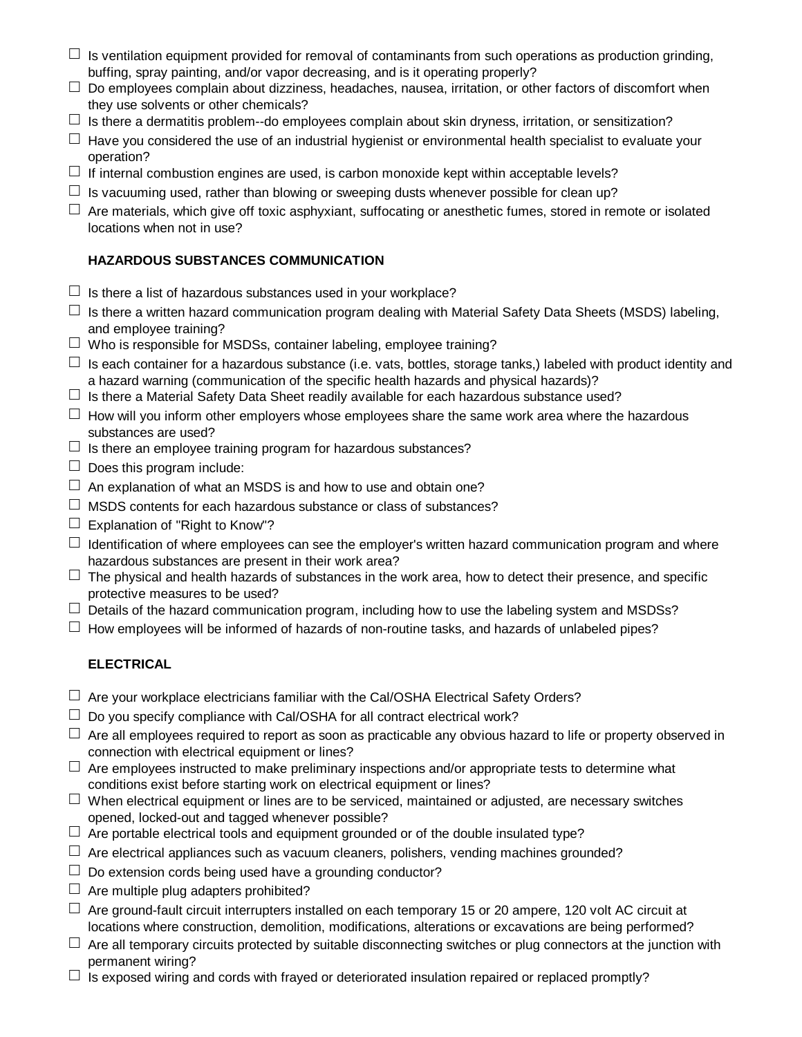- ☐ Is ventilation equipment provided for removal of contaminants from such operations as production grinding, buffing, spray painting, and/or vapor decreasing, and is it operating properly?
- ☐ Do employees complain about dizziness, headaches, nausea, irritation, or other factors of discomfort when they use solvents or other chemicals?
- ☐ Is there a dermatitis problem--do employees complain about skin dryness, irritation, or sensitization?
- ☐ Have you considered the use of an industrial hygienist or environmental health specialist to evaluate your operation?
- ☐ If internal combustion engines are used, is carbon monoxide kept within acceptable levels?
- ☐ Is vacuuming used, rather than blowing or sweeping dusts whenever possible for clean up?
- ☐ Are materials, which give off toxic asphyxiant, suffocating or anesthetic fumes, stored in remote or isolated locations when not in use?

**HAZARDOUS SUBSTANCES COMMUNICATION**

- ☐ Is there a list of hazardous substances used in your workplace?
- ☐ Is there a written hazard communication program dealing with Material Safety Data Sheets (MSDS) labeling, and employee training?
- ☐ Who is responsible for MSDSs, container labeling, employee training?
- ☐ Is each container for a hazardous substance (i.e. vats, bottles, storage tanks,) labeled with product identity and a hazard warning (communication of the specific health hazards and physical hazards)?
- ☐ Is there a Material Safety Data Sheet readily available for each hazardous substance used?
- ☐ How will you inform other employers whose employees share the same work area where the hazardous substances are used?
- ☐ Is there an employee training program for hazardous substances?
- ☐ Does this program include:
- ☐ An explanation of what an MSDS is and how to use and obtain one?
- ☐ MSDS contents for each hazardous substance or class of substances?
- ☐ Explanation of "Right to Know"?
- ☐ Identification of where employees can see the employer's written hazard communication program and where hazardous substances are present in their work area?
- ☐ The physical and health hazards of substances in the work area, how to detect their presence, and specific protective measures to be used?
- ☐ Details of the hazard communication program, including how to use the labeling system and MSDSs?
- ☐ How employees will be informed of hazards of non-routine tasks, and hazards of unlabeled pipes?

**ELECTRICAL**

- ☐ Are your workplace electricians familiar with the Cal/OSHA Electrical Safety Orders?
- ☐ Do you specify compliance with Cal/OSHA for all contract electrical work?
- ☐ Are all employees required to report as soon as practicable any obvious hazard to life or property observed in connection with electrical equipment or lines?
- ☐ Are employees instructed to make preliminary inspections and/or appropriate tests to determine what conditions exist before starting work on electrical equipment or lines?
- ☐ When electrical equipment or lines are to be serviced, maintained or adjusted, are necessary switches opened, locked-out and tagged whenever possible?
- ☐ Are portable electrical tools and equipment grounded or of the double insulated type?
- ☐ Are electrical appliances such as vacuum cleaners, polishers, vending machines grounded?
- ☐ Do extension cords being used have a grounding conductor?
- ☐ Are multiple plug adapters prohibited?
- ☐ Are ground-fault circuit interrupters installed on each temporary 15 or 20 ampere, 120 volt AC circuit at locations where construction, demolition, modifications, alterations or excavations are being performed?
- ☐ Are all temporary circuits protected by suitable disconnecting switches or plug connectors at the junction with permanent wiring?
- ☐ Is exposed wiring and cords with frayed or deteriorated insulation repaired or replaced promptly?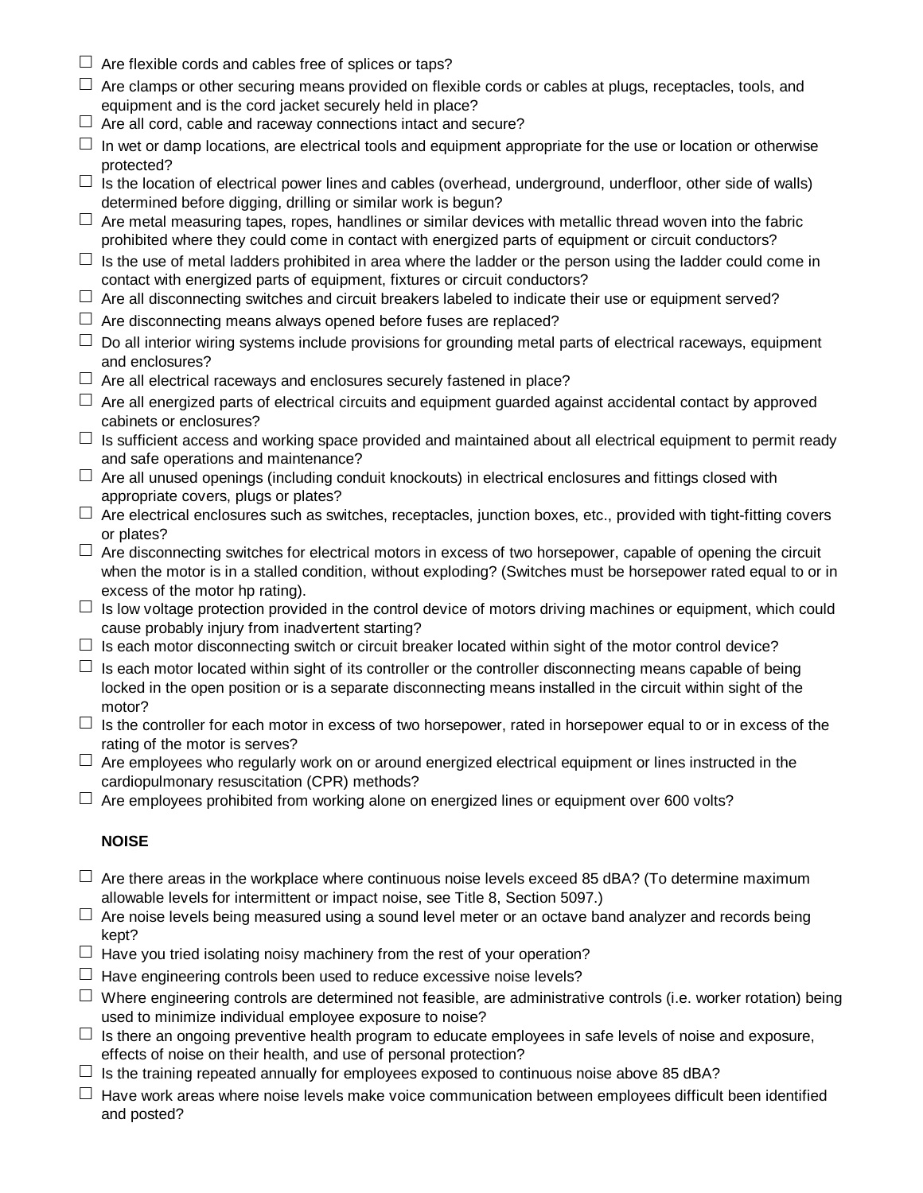- ☐ Are flexible cords and cables free of splices or taps?
- ☐ Are clamps or other securing means provided on flexible cords or cables at plugs, receptacles, tools, and equipment and is the cord jacket securely held in place?
- ☐ Are all cord, cable and raceway connections intact and secure?
- ☐ In wet or damp locations, are electrical tools and equipment appropriate for the use or location or otherwise protected?
- ☐ Is the location of electrical power lines and cables (overhead, underground, underfloor, other side of walls) determined before digging, drilling or similar work is begun?
- ☐ Are metal measuring tapes, ropes, handlines or similar devices with metallic thread woven into the fabric prohibited where they could come in contact with energized parts of equipment or circuit conductors?
- ☐ Is the use of metal ladders prohibited in area where the ladder or the person using the ladder could come in contact with energized parts of equipment, fixtures or circuit conductors?
- ☐ Are all disconnecting switches and circuit breakers labeled to indicate their use or equipment served?
- ☐ Are disconnecting means always opened before fuses are replaced?
- ☐ Do all interior wiring systems include provisions for grounding metal parts of electrical raceways, equipment and enclosures?
- ☐ Are all electrical raceways and enclosures securely fastened in place?
- ☐ Are all energized parts of electrical circuits and equipment guarded against accidental contact by approved cabinets or enclosures?
- ☐ Is sufficient access and working space provided and maintained about all electrical equipment to permit ready and safe operations and maintenance?
- ☐ Are all unused openings (including conduit knockouts) in electrical enclosures and fittings closed with appropriate covers, plugs or plates?
- ☐ Are electrical enclosures such as switches, receptacles, junction boxes, etc., provided with tight-fitting covers or plates?
- ☐ Are disconnecting switches for electrical motors in excess of two horsepower, capable of opening the circuit when the motor is in a stalled condition, without exploding? (Switches must be horsepower rated equal to or in excess of the motor hp rating).
- ☐ Is low voltage protection provided in the control device of motors driving machines or equipment, which could cause probably injury from inadvertent starting?
- ☐ Is each motor disconnecting switch or circuit breaker located within sight of the motor control device?
- ☐ Is each motor located within sight of its controller or the controller disconnecting means capable of being locked in the open position or is a separate disconnecting means installed in the circuit within sight of the motor?
- ☐ Is the controller for each motor in excess of two horsepower, rated in horsepower equal to or in excess of the rating of the motor is serves?
- ☐ Are employees who regularly work on or around energized electrical equipment or lines instructed in the cardiopulmonary resuscitation (CPR) methods?
- ☐ Are employees prohibited from working alone on energized lines or equipment over 600 volts?

**NOISE**

- ☐ Are there areas in the workplace where continuous noise levels exceed 85 dBA? (To determine maximum allowable levels for intermittent or impact noise, see Title 8, Section 5097.)
- ☐ Are noise levels being measured using a sound level meter or an octave band analyzer and records being kept?
- ☐ Have you tried isolating noisy machinery from the rest of your operation?
- ☐ Have engineering controls been used to reduce excessive noise levels?
- ☐ Where engineering controls are determined not feasible, are administrative controls (i.e. worker rotation) being used to minimize individual employee exposure to noise?
- ☐ Is there an ongoing preventive health program to educate employees in safe levels of noise and exposure, effects of noise on their health, and use of personal protection?
- ☐ Is the training repeated annually for employees exposed to continuous noise above 85 dBA?
- ☐ Have work areas where noise levels make voice communication between employees difficult been identified and posted?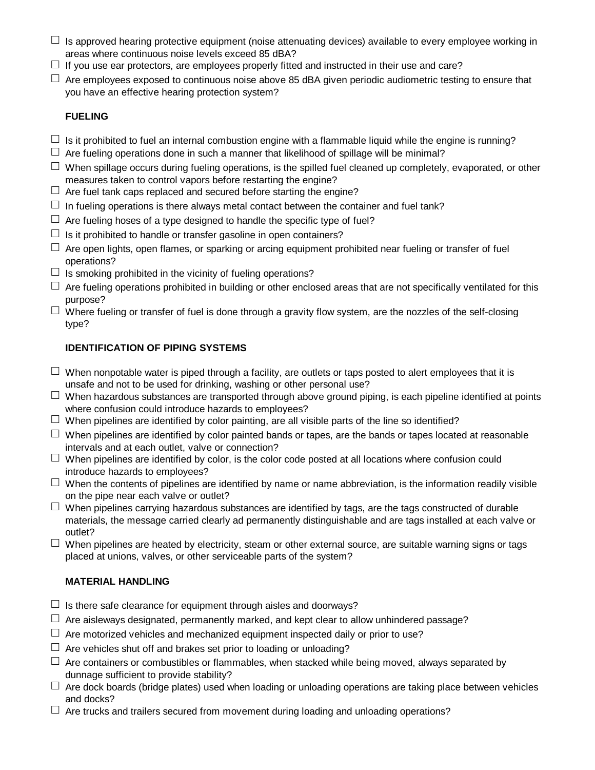- ☐ Is approved hearing protective equipment (noise attenuating devices) available to every employee working in areas where continuous noise levels exceed 85 dBA?
- ☐ If you use ear protectors, are employees properly fitted and instructed in their use and care?
- ☐ Are employees exposed to continuous noise above 85 dBA given periodic audiometric testing to ensure that you have an effective hearing protection system?

**FUELING**

- ☐ Is it prohibited to fuel an internal combustion engine with a flammable liquid while the engine is running?
- ☐ Are fueling operations done in such a manner that likelihood of spillage will be minimal?
- ☐ When spillage occurs during fueling operations, is the spilled fuel cleaned up completely, evaporated, or other measures taken to control vapors before restarting the engine?
- ☐ Are fuel tank caps replaced and secured before starting the engine?
- ☐ In fueling operations is there always metal contact between the container and fuel tank?
- ☐ Are fueling hoses of a type designed to handle the specific type of fuel?
- ☐ Is it prohibited to handle or transfer gasoline in open containers?
- ☐ Are open lights, open flames, or sparking or arcing equipment prohibited near fueling or transfer of fuel operations?
- ☐ Is smoking prohibited in the vicinity of fueling operations?
- ☐ Are fueling operations prohibited in building or other enclosed areas that are not specifically ventilated for this purpose?
- ☐ Where fueling or transfer of fuel is done through a gravity flow system, are the nozzles of the self-closing type?

**IDENTIFICATION OF PIPING SYSTEMS**

- ☐ When nonpotable water is piped through a facility, are outlets or taps posted to alert employees that it is unsafe and not to be used for drinking, washing or other personal use?
- ☐ When hazardous substances are transported through above ground piping, is each pipeline identified at points where confusion could introduce hazards to employees?
- ☐ When pipelines are identified by color painting, are all visible parts of the line so identified?
- ☐ When pipelines are identified by color painted bands or tapes, are the bands or tapes located at reasonable intervals and at each outlet, valve or connection?
- ☐ When pipelines are identified by color, is the color code posted at all locations where confusion could introduce hazards to employees?
- ☐ When the contents of pipelines are identified by name or name abbreviation, is the information readily visible on the pipe near each valve or outlet?
- ☐ When pipelines carrying hazardous substances are identified by tags, are the tags constructed of durable materials, the message carried clearly ad permanently distinguishable and are tags installed at each valve or outlet?
- ☐ When pipelines are heated by electricity, steam or other external source, are suitable warning signs or tags placed at unions, valves, or other serviceable parts of the system?

**MATERIAL HANDLING**

- ☐ Is there safe clearance for equipment through aisles and doorways?
- ☐ Are aisleways designated, permanently marked, and kept clear to allow unhindered passage?
- ☐ Are motorized vehicles and mechanized equipment inspected daily or prior to use?
- ☐ Are vehicles shut off and brakes set prior to loading or unloading?
- ☐ Are containers or combustibles or flammables, when stacked while being moved, always separated by dunnage sufficient to provide stability?
- ☐ Are dock boards (bridge plates) used when loading or unloading operations are taking place between vehicles and docks?
- ☐ Are trucks and trailers secured from movement during loading and unloading operations?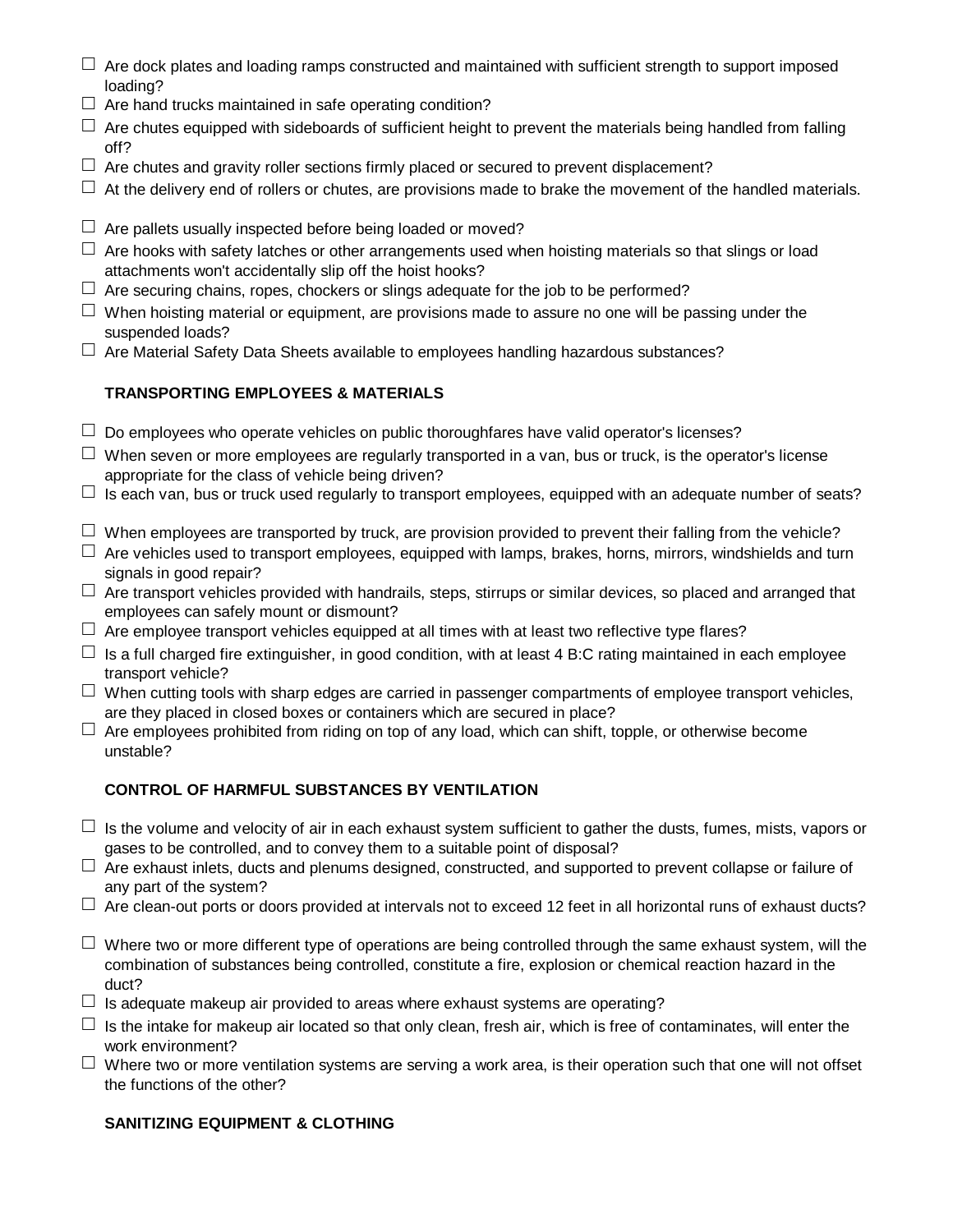- ☐ Are dock plates and loading ramps constructed and maintained with sufficient strength to support imposed loading?
- ☐ Are hand trucks maintained in safe operating condition?
- ☐ Are chutes equipped with sideboards of sufficient height to prevent the materials being handled from falling off?
- ☐ Are chutes and gravity roller sections firmly placed or secured to prevent displacement?
- ☐ At the delivery end of rollers or chutes, are provisions made to brake the movement of the handled materials.
- ☐ Are pallets usually inspected before being loaded or moved?
- ☐ Are hooks with safety latches or other arrangements used when hoisting materials so that slings or load attachments won't accidentally slip off the hoist hooks?
- ☐ Are securing chains, ropes, chockers or slings adequate for the job to be performed?
- ☐ When hoisting material or equipment, are provisions made to assure no one will be passing under the suspended loads?
- ☐ Are Material Safety Data Sheets available to employees handling hazardous substances?

**TRANSPORTING EMPLOYEES & MATERIALS**

- ☐ Do employees who operate vehicles on public thoroughfares have valid operator's licenses?
- ☐ When seven or more employees are regularly transported in a van, bus or truck, is the operator's license appropriate for the class of vehicle being driven?
- ☐ Is each van, bus or truck used regularly to transport employees, equipped with an adequate number of seats?
- ☐ When employees are transported by truck, are provision provided to prevent their falling from the vehicle?
- ☐ Are vehicles used to transport employees, equipped with lamps, brakes, horns, mirrors, windshields and turn signals in good repair?
- ☐ Are transport vehicles provided with handrails, steps, stirrups or similar devices, so placed and arranged that employees can safely mount or dismount?
- ☐ Are employee transport vehicles equipped at all times with at least two reflective type flares?
- ☐ Is a full charged fire extinguisher, in good condition, with at least 4 B:C rating maintained in each employee transport vehicle?
- ☐ When cutting tools with sharp edges are carried in passenger compartments of employee transport vehicles, are they placed in closed boxes or containers which are secured in place?
- ☐ Are employees prohibited from riding on top of any load, which can shift, topple, or otherwise become unstable?

**CONTROL OF HARMFUL SUBSTANCES BY VENTILATION**

- ☐ Is the volume and velocity of air in each exhaust system sufficient to gather the dusts, fumes, mists, vapors or gases to be controlled, and to convey them to a suitable point of disposal?
- ☐ Are exhaust inlets, ducts and plenums designed, constructed, and supported to prevent collapse or failure of any part of the system?
- ☐ Are clean-out ports or doors provided at intervals not to exceed 12 feet in all horizontal runs of exhaust ducts?
- ☐ Where two or more different type of operations are being controlled through the same exhaust system, will the combination of substances being controlled, constitute a fire, explosion or chemical reaction hazard in the duct?
- ☐ Is adequate makeup air provided to areas where exhaust systems are operating?
- ☐ Is the intake for makeup air located so that only clean, fresh air, which is free of contaminates, will enter the work environment?
- ☐ Where two or more ventilation systems are serving a work area, is their operation such that one will not offset the functions of the other?

**SANITIZING EQUIPMENT & CLOTHING**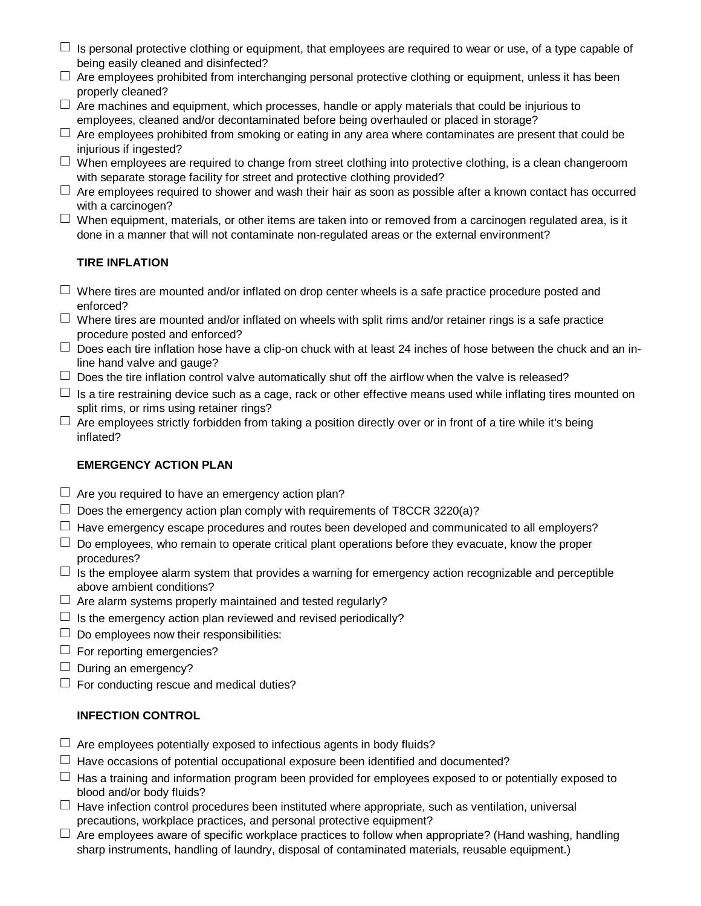- ☐ Is personal protective clothing or equipment, that employees are required to wear or use, of a type capable of being easily cleaned and disinfected?
- ☐ Are employees prohibited from interchanging personal protective clothing or equipment, unless it has been properly cleaned?
- ☐ Are machines and equipment, which processes, handle or apply materials that could be injurious to employees, cleaned and/or decontaminated before being overhauled or placed in storage?
- ☐ Are employees prohibited from smoking or eating in any area where contaminates are present that could be injurious if ingested?
- ☐ When employees are required to change from street clothing into protective clothing, is a clean changeroom with separate storage facility for street and protective clothing provided?
- ☐ Are employees required to shower and wash their hair as soon as possible after a known contact has occurred with a carcinogen?
- ☐ When equipment, materials, or other items are taken into or removed from a carcinogen regulated area, is it done in a manner that will not contaminate non-regulated areas or the external environment?

**TIRE INFLATION**

- ☐ Where tires are mounted and/or inflated on drop center wheels is a safe practice procedure posted and enforced?
- ☐ Where tires are mounted and/or inflated on wheels with split rims and/or retainer rings is a safe practice procedure posted and enforced?
- ☐ Does each tire inflation hose have a clip-on chuck with at least 24 inches of hose between the chuck and an in-line hand valve and gauge?
- ☐ Does the tire inflation control valve automatically shut off the airflow when the valve is released?
- ☐ Is a tire restraining device such as a cage, rack or other effective means used while inflating tires mounted on split rims, or rims using retainer rings?
- ☐ Are employees strictly forbidden from taking a position directly over or in front of a tire while it's being inflated?

**EMERGENCY ACTION PLAN**

- ☐ Are you required to have an emergency action plan?
- ☐ Does the emergency action plan comply with requirements of T8CCR 3220(a)?
- ☐ Have emergency escape procedures and routes been developed and communicated to all employers?
- ☐ Do employees, who remain to operate critical plant operations before they evacuate, know the proper procedures?
- ☐ Is the employee alarm system that provides a warning for emergency action recognizable and perceptible above ambient conditions?
- ☐ Are alarm systems properly maintained and tested regularly?
- ☐ Is the emergency action plan reviewed and revised periodically?
- ☐ Do employees now their responsibilities:
- ☐ For reporting emergencies?
- ☐ During an emergency?
- ☐ For conducting rescue and medical duties?

**INFECTION CONTROL**

- ☐ Are employees potentially exposed to infectious agents in body fluids?
- ☐ Have occasions of potential occupational exposure been identified and documented?
- ☐ Has a training and information program been provided for employees exposed to or potentially exposed to blood and/or body fluids?
- ☐ Have infection control procedures been instituted where appropriate, such as ventilation, universal precautions, workplace practices, and personal protective equipment?
- ☐ Are employees aware of specific workplace practices to follow when appropriate? (Hand washing, handling sharp instruments, handling of laundry, disposal of contaminated materials, reusable equipment.)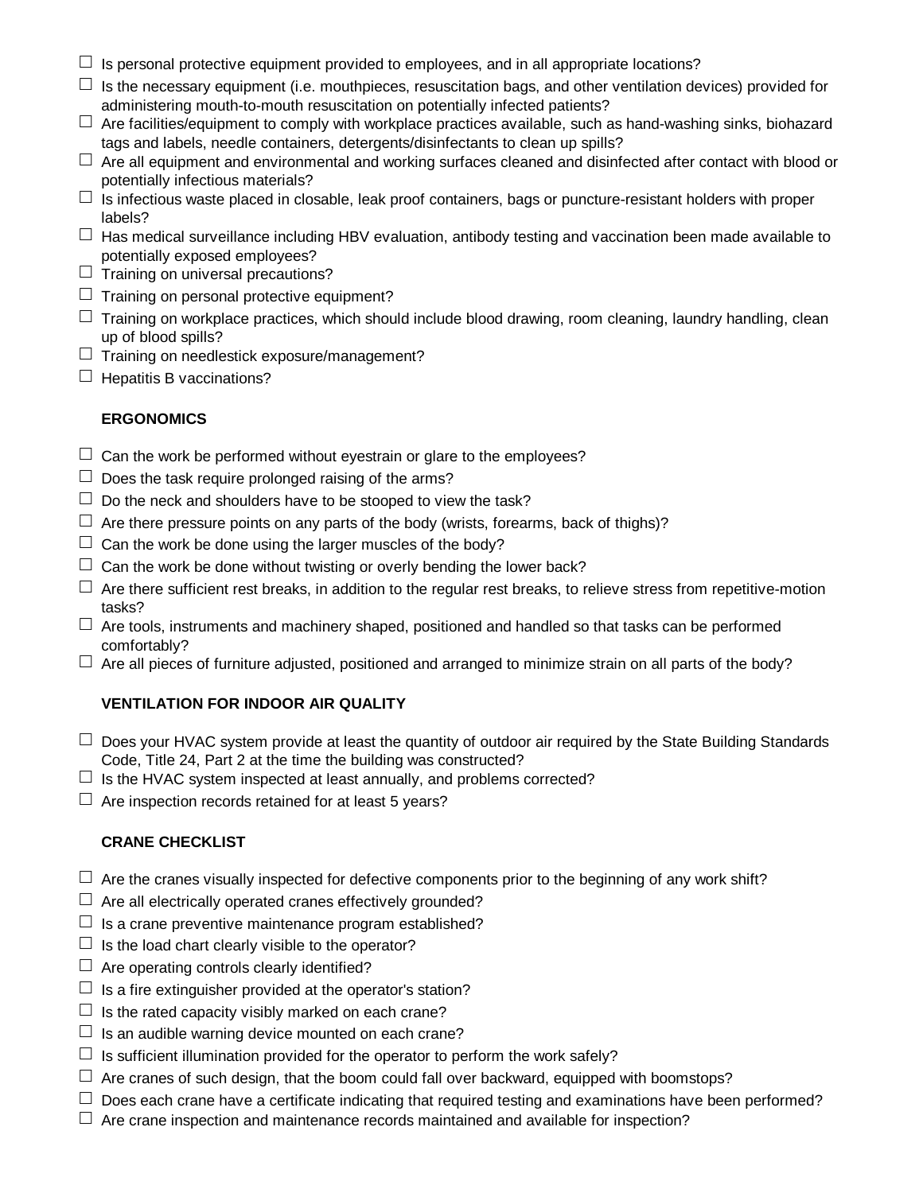- ☐ Is personal protective equipment provided to employees, and in all appropriate locations?
- ☐ Is the necessary equipment (i.e. mouthpieces, resuscitation bags, and other ventilation devices) provided for administering mouth-to-mouth resuscitation on potentially infected patients?
- ☐ Are facilities/equipment to comply with workplace practices available, such as hand-washing sinks, biohazard tags and labels, needle containers, detergents/disinfectants to clean up spills?
- ☐ Are all equipment and environmental and working surfaces cleaned and disinfected after contact with blood or potentially infectious materials?
- ☐ Is infectious waste placed in closable, leak proof containers, bags or puncture-resistant holders with proper labels?
- ☐ Has medical surveillance including HBV evaluation, antibody testing and vaccination been made available to potentially exposed employees?
- ☐ Training on universal precautions?
- ☐ Training on personal protective equipment?
- ☐ Training on workplace practices, which should include blood drawing, room cleaning, laundry handling, clean up of blood spills?
- ☐ Training on needlestick exposure/management?
- ☐ Hepatitis B vaccinations?

**ERGONOMICS**

- ☐ Can the work be performed without eyestrain or glare to the employees?
- ☐ Does the task require prolonged raising of the arms?
- ☐ Do the neck and shoulders have to be stooped to view the task?
- ☐ Are there pressure points on any parts of the body (wrists, forearms, back of thighs)?
- ☐ Can the work be done using the larger muscles of the body?
- ☐ Can the work be done without twisting or overly bending the lower back?
- ☐ Are there sufficient rest breaks, in addition to the regular rest breaks, to relieve stress from repetitive-motion tasks?
- ☐ Are tools, instruments and machinery shaped, positioned and handled so that tasks can be performed comfortably?
- ☐ Are all pieces of furniture adjusted, positioned and arranged to minimize strain on all parts of the body?

**VENTILATION FOR INDOOR AIR QUALITY**

- ☐ Does your HVAC system provide at least the quantity of outdoor air required by the State Building Standards Code, Title 24, Part 2 at the time the building was constructed?
- ☐ Is the HVAC system inspected at least annually, and problems corrected?
- ☐ Are inspection records retained for at least 5 years?

**CRANE CHECKLIST**

- ☐ Are the cranes visually inspected for defective components prior to the beginning of any work shift?
- ☐ Are all electrically operated cranes effectively grounded?
- ☐ Is a crane preventive maintenance program established?
- ☐ Is the load chart clearly visible to the operator?
- ☐ Are operating controls clearly identified?
- ☐ Is a fire extinguisher provided at the operator's station?
- ☐ Is the rated capacity visibly marked on each crane?
- ☐ Is an audible warning device mounted on each crane?
- ☐ Is sufficient illumination provided for the operator to perform the work safely?
- ☐ Are cranes of such design, that the boom could fall over backward, equipped with boomstops?
- ☐ Does each crane have a certificate indicating that required testing and examinations have been performed?
- ☐ Are crane inspection and maintenance records maintained and available for inspection?